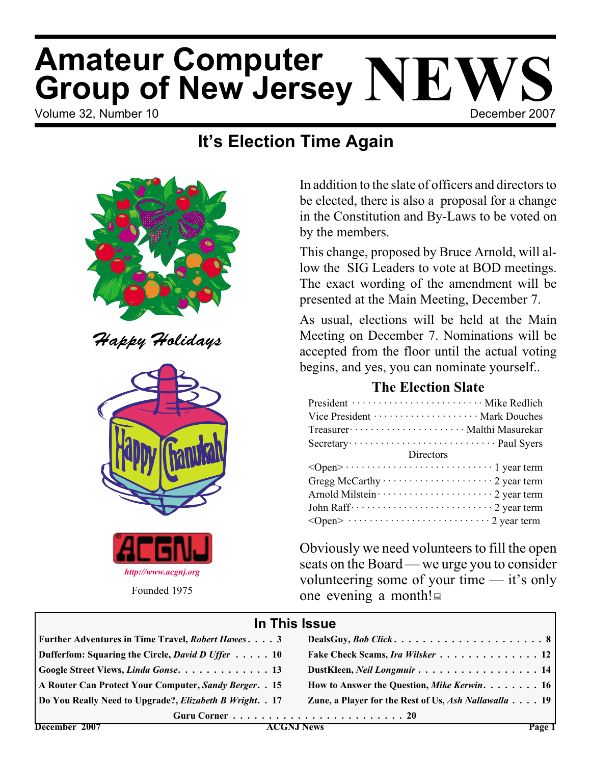# Amateur Computer Group of New Jersey NEWS

Volume 32, Number 10 December 2007

## It's Election Time Again

*Happy Holidays*

Happy Chanukah

ACGNJ

*http://www.acgnj.org*

Founded 1975

In addition to the slate of officers and directors to be elected, there is also a proposal for a change in the Constitution and By-Laws to be voted on by the members.

This change, proposed by Bruce Arnold, will allow the SIG Leaders to vote at BOD meetings. The exact wording of the amendment will be presented at the Main Meeting, December 7.

As usual, elections will be held at the Main Meeting on December 7. Nominations will be accepted from the floor until the actual voting begins, and yes, you can nominate yourself..

### The Election Slate

| | |
|---|---|
| President | Mike Redlich |
| Vice President | Mark Douches |
| Treasurer | Malthi Masurekar |
| Secretary | Paul Syers |
| **Directors** | |
| <Open> | 1 year term |
| Gregg McCarthy | 2 year term |
| Arnold Milstein | 2 year term |
| John Raff | 2 year term |
| <Open> | 2 year term |

Obviously we need volunteers to fill the open seats on the Board — we urge you to consider volunteering some of your time — it's only one evening a month!

## In This Issue

| | |
|---|---|
| **Further Adventures in Time Travel, *Robert Hawes* . . . . 3** | **DealsGuy, *Bob Click* . . . . 8** |
| **Dufferfom: Squaring the Circle, *David D Uffer* . . . . 10** | **Fake Check Scams, *Ira Wilsker* . . . . 12** |
| **Google Street Views, *Linda Gonse* . . . . 13** | **DustKleen, *Neil Longmuir* . . . . 14** |
| **A Router Can Protect Your Computer, *Sandy Berger* . . 15** | **How to Answer the Question, *Mike Kerwin* . . . . 16** |
| **Do You Really Need to Upgrade?, *Elizabeth B Wright* . . 17** | **Zune, a Player for the Rest of Us, *Ash Nallawalla* . . . . 19** |

**Guru Corner . . . . 20**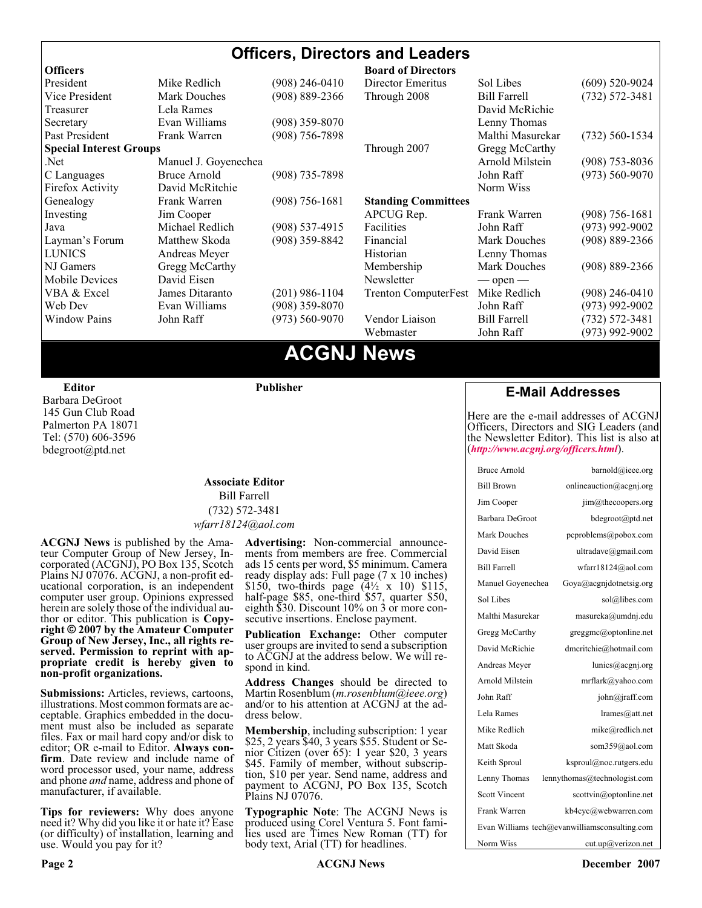# Officers, Directors and Leaders

| **Officers** | | | **Board of Directors** | | |
|---|---|---|---|---|---|
| President | Mike Redlich | (908) 246-0410 | Director Emeritus | Sol Libes | (609) 520-9024 |
| Vice President | Mark Douches | (908) 889-2366 | Through 2008 | Bill Farrell | (732) 572-3481 |
| Treasurer | Lela Rames | | | David McRichie | |
| Secretary | Evan Williams | (908) 359-8070 | | Lenny Thomas | |
| Past President | Frank Warren | (908) 756-7898 | | Malthi Masurekar | (732) 560-1534 |
| **Special Interest Groups** | | | Through 2007 | Gregg McCarthy | |
| .Net | Manuel J. Goyenechea | | | Arnold Milstein | (908) 753-8036 |
| C Languages | Bruce Arnold | (908) 735-7898 | | John Raff | (973) 560-9070 |
| Firefox Activity | David McRitchie | | | Norm Wiss | |
| Genealogy | Frank Warren | (908) 756-1681 | **Standing Committees** | | |
| Investing | Jim Cooper | | APCUG Rep. | Frank Warren | (908) 756-1681 |
| Java | Michael Redlich | (908) 537-4915 | Facilities | John Raff | (973) 992-9002 |
| Layman's Forum | Matthew Skoda | (908) 359-8842 | Financial | Mark Douches | (908) 889-2366 |
| LUNICS | Andreas Meyer | | Historian | Lenny Thomas | |
| NJ Gamers | Gregg McCarthy | | Membership | Mark Douches | (908) 889-2366 |
| Mobile Devices | David Eisen | | Newsletter | — open — | |
| VBA & Excel | James Ditaranto | (201) 986-1104 | Trenton ComputerFest | Mike Redlich | (908) 246-0410 |
| Web Dev | Evan Williams | (908) 359-8070 | | John Raff | (973) 992-9002 |
| Window Pains | John Raff | (973) 560-9070 | Vendor Liaison | Bill Farrell | (732) 572-3481 |
| | | | Webmaster | John Raff | (973) 992-9002 |

# ACGNJ News

**Editor**
Barbara DeGroot
145 Gun Club Road
Palmerton PA 18071
Tel: (570) 606-3596
bdegroot@ptd.net

**Publisher**

**Associate Editor**
Bill Farrell
(732) 572-3481
*wfarr18124@aol.com*

**ACGNJ News** is published by the Amateur Computer Group of New Jersey, Incorporated (ACGNJ), PO Box 135, Scotch Plains NJ 07076. ACGNJ, a non-profit educational corporation, is an independent computer user group. Opinions expressed herein are solely those of the individual author or editor. This publication is **Copyright © 2007 by the Amateur Computer Group of New Jersey, Inc., all rights reserved. Permission to reprint with appropriate credit is hereby given to non-profit organizations.**

**Submissions:** Articles, reviews, cartoons, illustrations. Most common formats are acceptable. Graphics embedded in the document must also be included as separate files. Fax or mail hard copy and/or disk to editor; OR e-mail to Editor. **Always confirm**. Date review and include name of word processor used, your name, address and phone *and* name, address and phone of manufacturer, if available.

**Tips for reviewers:** Why does anyone need it? Why did you like it or hate it? Ease (or difficulty) of installation, learning and use. Would you pay for it?

**Advertising:** Non-commercial announcements from members are free. Commercial ads 15 cents per word, $5 minimum. Camera ready display ads: Full page (7 x 10 inches) $150, two-thirds page (4½ x 10) $115, half-page $85, one-third $57, quarter $50, eighth $30. Discount 10% on 3 or more consecutive insertions. Enclose payment.

**Publication Exchange:** Other computer user groups are invited to send a subscription to ACGNJ at the address below. We will respond in kind.

**Address Changes** should be directed to Martin Rosenblum (*m.rosenblum@ieee.org*) and/or to his attention at ACGNJ at the address below.

**Membership**, including subscription: 1 year $25, 2 years $40, 3 years $55. Student or Senior Citizen (over 65): 1 year $20, 3 years $45. Family of member, without subscription, $10 per year. Send name, address and payment to ACGNJ, PO Box 135, Scotch Plains NJ 07076.

**Typographic Note**: The ACGNJ News is produced using Corel Ventura 5. Font families used are Times New Roman (TT) for body text, Arial (TT) for headlines.

## E-Mail Addresses

Here are the e-mail addresses of ACGNJ Officers, Directors and SIG Leaders (and the Newsletter Editor). This list is also at (***http://www.acgnj.org/officers.html***).

| | |
|---|---|
| Bruce Arnold | barnold@ieee.org |
| Bill Brown | onlineauction@acgnj.org |
| Jim Cooper | jim@thecoopers.org |
| Barbara DeGroot | bdegroot@ptd.net |
| Mark Douches | pcproblems@pobox.com |
| David Eisen | ultradave@gmail.com |
| Bill Farrell | wfarr18124@aol.com |
| Manuel Goyenechea | Goya@acgnjdotnetsig.org |
| Sol Libes | sol@libes.com |
| Malthi Masurekar | masureka@umdnj.edu |
| Gregg McCarthy | greggmc@optonline.net |
| David McRichie | dmcritchie@hotmail.com |
| Andreas Meyer | lunics@acgnj.org |
| Arnold Milstein | mrflark@yahoo.com |
| John Raff | john@jraff.com |
| Lela Rames | lrames@att.net |
| Mike Redlich | mike@redlich.net |
| Matt Skoda | som359@aol.com |
| Keith Sproul | ksproul@noc.rutgers.edu |
| Lenny Thomas | lennythomas@technologist.com |
| Scott Vincent | scottvin@optonline.net |
| Frank Warren | kb4cyc@webwarren.com |
| Evan Williams | tech@evanwilliamsconsulting.com |
| Norm Wiss | cut.up@verizon.net |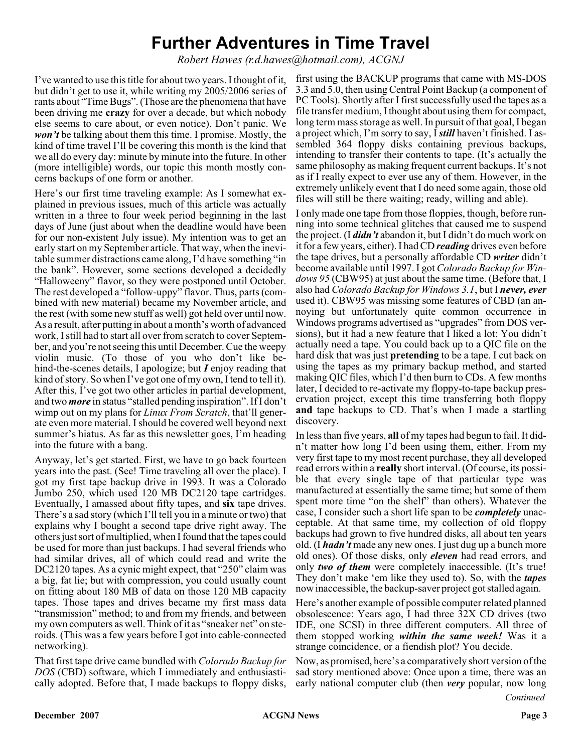# Further Adventures in Time Travel

*Robert Hawes (r.d.hawes@hotmail.com), ACGNJ*

I've wanted to use this title for about two years. I thought of it, but didn't get to use it, while writing my 2005/2006 series of rants about "Time Bugs". (Those are the phenomena that have been driving me **crazy** for over a decade, but which nobody else seems to care about, or even notice). Don't panic. We ***won't*** be talking about them this time. I promise. Mostly, the kind of time travel I'll be covering this month is the kind that we all do every day: minute by minute into the future. In other (more intelligible) words, our topic this month mostly concerns backups of one form or another.

Here's our first time traveling example: As I somewhat explained in previous issues, much of this article was actually written in a three to four week period beginning in the last days of June (just about when the deadline would have been for our non-existent July issue). My intention was to get an early start on my September article. That way, when the inevitable summer distractions came along, I'd have something "in the bank". However, some sections developed a decidedly "Halloweeny" flavor, so they were postponed until October. The rest developed a "follow-uppy" flavor. Thus, parts (combined with new material) became my November article, and the rest (with some new stuff as well) got held over until now. As a result, after putting in about a month's worth of advanced work, I still had to start all over from scratch to cover September, and you're not seeing this until December. Cue the weepy violin music. (To those of you who don't like behind-the-scenes details, I apologize; but ***I*** enjoy reading that kind of story. So when I've got one of my own, I tend to tell it). After this, I've got two other articles in partial development, and two ***more*** in status "stalled pending inspiration". If I don't wimp out on my plans for *Linux From Scratch*, that'll generate even more material. I should be covered well beyond next summer's hiatus. As far as this newsletter goes, I'm heading into the future with a bang.

Anyway, let's get started. First, we have to go back fourteen years into the past. (See! Time traveling all over the place). I got my first tape backup drive in 1993. It was a Colorado Jumbo 250, which used 120 MB DC2120 tape cartridges. Eventually, I amassed about fifty tapes, and **six** tape drives. There's a sad story (which I'll tell you in a minute or two) that explains why I bought a second tape drive right away. The others just sort of multiplied, when I found that the tapes could be used for more than just backups. I had several friends who had similar drives, all of which could read and write the DC2120 tapes. As a cynic might expect, that "250" claim was a big, fat lie; but with compression, you could usually count on fitting about 180 MB of data on those 120 MB capacity tapes. Those tapes and drives became my first mass data "transmission" method; to and from my friends, and between my own computers as well. Think of it as "sneaker net" on steroids. (This was a few years before I got into cable-connected networking).

That first tape drive came bundled with *Colorado Backup for DOS* (CBD) software, which I immediately and enthusiastically adopted. Before that, I made backups to floppy disks, first using the BACKUP programs that came with MS-DOS 3.3 and 5.0, then using Central Point Backup (a component of PC Tools). Shortly after I first successfully used the tapes as a file transfer medium, I thought about using them for compact, long term mass storage as well. In pursuit of that goal, I began a project which, I'm sorry to say, I ***still*** haven't finished. I assembled 364 floppy disks containing previous backups, intending to transfer their contents to tape. (It's actually the same philosophy as making frequent current backups. It's not as if I really expect to ever use any of them. However, in the extremely unlikely event that I do need some again, those old files will still be there waiting; ready, willing and able).

I only made one tape from those floppies, though, before running into some technical glitches that caused me to suspend the project. (I ***didn't*** abandon it, but I didn't do much work on it for a few years, either). I had CD ***reading*** drives even before the tape drives, but a personally affordable CD ***writer*** didn't become available until 1997. I got *Colorado Backup for Windows 95* (CBW95) at just about the same time. (Before that, I also had *Colorado Backup for Windows 3.1*, but I ***never, ever*** used it). CBW95 was missing some features of CBD (an annoying but unfortunately quite common occurrence in Windows programs advertised as "upgrades" from DOS versions), but it had a new feature that I liked a lot: You didn't actually need a tape. You could back up to a QIC file on the hard disk that was just **pretending** to be a tape. I cut back on using the tapes as my primary backup method, and started making QIC files, which I'd then burn to CDs. A few months later, I decided to re-activate my floppy-to-tape backup preservation project, except this time transferring both floppy **and** tape backups to CD. That's when I made a startling discovery.

In less than five years, **all** of my tapes had begun to fail. It didn't matter how long I'd been using them, either. From my very first tape to my most recent purchase, they all developed read errors within a **really** short interval. (Of course, its possible that every single tape of that particular type was manufactured at essentially the same time; but some of them spent more time "on the shelf" than others). Whatever the case, I consider such a short life span to be ***completely*** unacceptable. At that same time, my collection of old floppy backups had grown to five hundred disks, all about ten years old. (I ***hadn't*** made any new ones. I just dug up a bunch more old ones). Of those disks, only ***eleven*** had read errors, and only ***two of them*** were completely inaccessible. (It's true! They don't make 'em like they used to). So, with the ***tapes*** now inaccessible, the backup-saver project got stalled again.

Here's another example of possible computer related planned obsolescence: Years ago, I had three 32X CD drives (two IDE, one SCSI) in three different computers. All three of them stopped working ***within the same week!*** Was it a strange coincidence, or a fiendish plot? You decide.

Now, as promised, here's a comparatively short version of the sad story mentioned above: Once upon a time, there was an early national computer club (then ***very*** popular, now long

*Continued*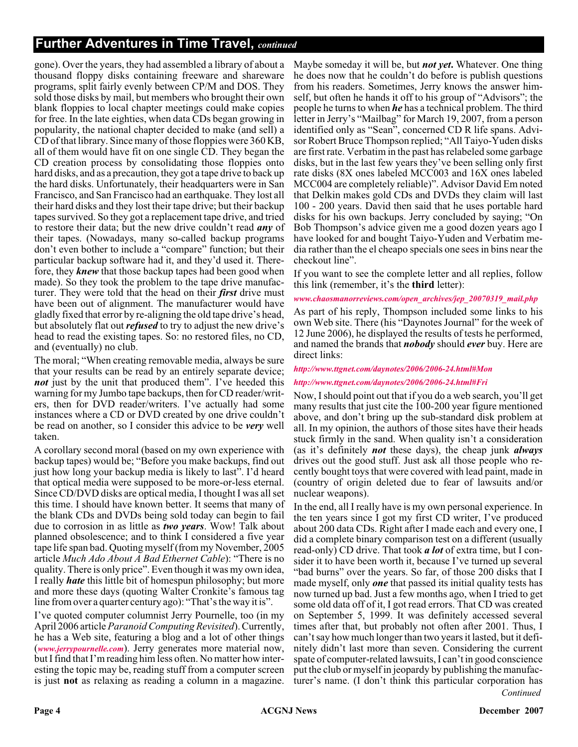## Further Adventures in Time Travel, *continued*

gone). Over the years, they had assembled a library of about a thousand floppy disks containing freeware and shareware programs, split fairly evenly between CP/M and DOS. They sold those disks by mail, but members who brought their own blank floppies to local chapter meetings could make copies for free. In the late eighties, when data CDs began growing in popularity, the national chapter decided to make (and sell) a CD of that library. Since many of those floppies were 360 KB, all of them would have fit on one single CD. They began the CD creation process by consolidating those floppies onto hard disks, and as a precaution, they got a tape drive to back up the hard disks. Unfortunately, their headquarters were in San Francisco, and San Francisco had an earthquake. They lost all their hard disks and they lost their tape drive; but their backup tapes survived. So they got a replacement tape drive, and tried to restore their data; but the new drive couldn't read ***any*** of their tapes. (Nowadays, many so-called backup programs don't even bother to include a "compare" function; but their particular backup software had it, and they'd used it. Therefore, they ***knew*** that those backup tapes had been good when made). So they took the problem to the tape drive manufacturer. They were told that the head on their ***first*** drive must have been out of alignment. The manufacturer would have gladly fixed that error by re-aligning the old tape drive's head, but absolutely flat out ***refused*** to try to adjust the new drive's head to read the existing tapes. So: no restored files, no CD, and (eventually) no club.

The moral; "When creating removable media, always be sure that your results can be read by an entirely separate device; ***not*** just by the unit that produced them". I've heeded this warning for my Jumbo tape backups, then for CD reader/writers, then for DVD reader/writers. I've actually had some instances where a CD or DVD created by one drive couldn't be read on another, so I consider this advice to be ***very*** well taken.

A corollary second moral (based on my own experience with backup tapes) would be; "Before you make backups, find out just how long your backup media is likely to last". I'd heard that optical media were supposed to be more-or-less eternal. Since CD/DVD disks are optical media, I thought I was all set this time. I should have known better. It seems that many of the blank CDs and DVDs being sold today can begin to fail due to corrosion in as little as ***two years***. Wow! Talk about planned obsolescence; and to think I considered a five year tape life span bad. Quoting myself (from my November, 2005 article *Much Ado About A Bad Ethernet Cable*): "There is no quality. There is only price". Even though it was my own idea, I really ***hate*** this little bit of homespun philosophy; but more and more these days (quoting Walter Cronkite's famous tag line from over a quarter century ago): "That's the way it is".

I've quoted computer columnist Jerry Pournelle, too (in my April 2006 article *Paranoid Computing Revisited*). Currently, he has a Web site, featuring a blog and a lot of other things (*www.jerrypournelle.com*). Jerry generates more material now, but I find that I'm reading him less often. No matter how interesting the topic may be, reading stuff from a computer screen is just **not** as relaxing as reading a column in a magazine. Maybe someday it will be, but ***not yet***. Whatever. One thing he does now that he couldn't do before is publish questions from his readers. Sometimes, Jerry knows the answer himself, but often he hands it off to his group of "Advisors"; the people he turns to when ***he*** has a technical problem. The third letter in Jerry's "Mailbag" for March 19, 2007, from a person identified only as "Sean", concerned CD R life spans. Advisor Robert Bruce Thompson replied; "All Taiyo-Yuden disks are first rate. Verbatim in the past has relabeled some garbage disks, but in the last few years they've been selling only first rate disks (8X ones labeled MCC003 and 16X ones labeled MCC004 are completely reliable)". Advisor David Em noted that Delkin makes gold CDs and DVDs they claim will last 100 - 200 years. David then said that he uses portable hard disks for his own backups. Jerry concluded by saying; "On Bob Thompson's advice given me a good dozen years ago I have looked for and bought Taiyo-Yuden and Verbatim media rather than the el cheapo specials one sees in bins near the checkout line".

If you want to see the complete letter and all replies, follow this link (remember, it's the **third** letter):

*www.chaosmanorreviews.com/open_archives/jep_20070319_mail.php*

As part of his reply, Thompson included some links to his own Web site. There (his "Daynotes Journal" for the week of 12 June 2006), he displayed the results of tests he performed, and named the brands that ***nobody*** should ***ever*** buy. Here are direct links:

*http://www.ttgnet.com/daynotes/2006/2006-24.html#Mon*

*http://www.ttgnet.com/daynotes/2006/2006-24.html#Fri*

Now, I should point out that if you do a web search, you'll get many results that just cite the 100-200 year figure mentioned above, and don't bring up the sub-standard disk problem at all. In my opinion, the authors of those sites have their heads stuck firmly in the sand. When quality isn't a consideration (as it's definitely ***not*** these days), the cheap junk ***always*** drives out the good stuff. Just ask all those people who recently bought toys that were covered with lead paint, made in (country of origin deleted due to fear of lawsuits and/or nuclear weapons).

In the end, all I really have is my own personal experience. In the ten years since I got my first CD writer, I've produced about 200 data CDs. Right after I made each and every one, I did a complete binary comparison test on a different (usually read-only) CD drive. That took ***a lot*** of extra time, but I consider it to have been worth it, because I've turned up several "bad burns" over the years. So far, of those 200 disks that I made myself, only ***one*** that passed its initial quality tests has now turned up bad. Just a few months ago, when I tried to get some old data off of it, I got read errors. That CD was created on September 5, 1999. It was definitely accessed several times after that, but probably not often after 2001. Thus, I can't say how much longer than two years it lasted, but it definitely didn't last more than seven. Considering the current spate of computer-related lawsuits, I can't in good conscience put the club or myself in jeopardy by publishing the manufacturer's name. (I don't think this particular corporation has

*Continued*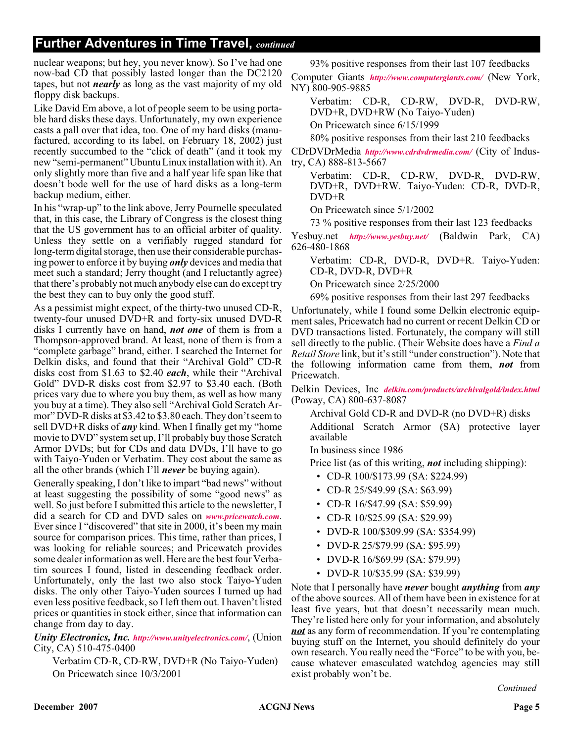## Further Adventures in Time Travel, *continued*

nuclear weapons; but hey, you never know). So I've had one now-bad CD that possibly lasted longer than the DC2120 tapes, but not ***nearly*** as long as the vast majority of my old floppy disk backups.

Like David Em above, a lot of people seem to be using portable hard disks these days. Unfortunately, my own experience casts a pall over that idea, too. One of my hard disks (manufactured, according to its label, on February 18, 2002) just recently succumbed to the "click of death" (and it took my new "semi-permanent" Ubuntu Linux installation with it). An only slightly more than five and a half year life span like that doesn't bode well for the use of hard disks as a long-term backup medium, either.

In his "wrap-up" to the link above, Jerry Pournelle speculated that, in this case, the Library of Congress is the closest thing that the US government has to an official arbiter of quality. Unless they settle on a verifiably rugged standard for long-term digital storage, then use their considerable purchasing power to enforce it by buying ***only*** devices and media that meet such a standard; Jerry thought (and I reluctantly agree) that there's probably not much anybody else can do except try the best they can to buy only the good stuff.

As a pessimist might expect, of the thirty-two unused CD-R, twenty-four unused DVD+R and forty-six unused DVD-R disks I currently have on hand, ***not one*** of them is from a Thompson-approved brand. At least, none of them is from a "complete garbage" brand, either. I searched the Internet for Delkin disks, and found that their "Archival Gold" CD-R disks cost from $1.63 to $2.40 ***each***, while their "Archival Gold" DVD-R disks cost from $2.97 to $3.40 each. (Both prices vary due to where you buy them, as well as how many you buy at a time). They also sell "Archival Gold Scratch Armor" DVD-R disks at $3.42 to $3.80 each. They don't seem to sell DVD+R disks of ***any*** kind. When I finally get my "home movie to DVD" system set up, I'll probably buy those Scratch Armor DVDs; but for CDs and data DVDs, I'll have to go with Taiyo-Yuden or Verbatim. They cost about the same as all the other brands (which I'll ***never*** be buying again).

Generally speaking, I don't like to impart "bad news" without at least suggesting the possibility of some "good news" as well. So just before I submitted this article to the newsletter, I did a search for CD and DVD sales on *www.pricewatch.com*. Ever since I "discovered" that site in 2000, it's been my main source for comparison prices. This time, rather than prices, I was looking for reliable sources; and Pricewatch provides some dealer information as well. Here are the best four Verbatim sources I found, listed in descending feedback order. Unfortunately, only the last two also stock Taiyo-Yuden disks. The only other Taiyo-Yuden sources I turned up had even less positive feedback, so I left them out. I haven't listed prices or quantities in stock either, since that information can change from day to day.

***Unity Electronics, Inc.*** *http://www.unityelectronics.com/*, (Union City, CA) 510-475-0400

Verbatim CD-R, CD-RW, DVD+R (No Taiyo-Yuden)

On Pricewatch since 10/3/2001

93% positive responses from their last 107 feedbacks

Computer Giants *http://www.computergiants.com/* (New York, NY) 800-905-9885

Verbatim: CD-R, CD-RW, DVD-R, DVD-RW, DVD+R, DVD+RW (No Taiyo-Yuden)

On Pricewatch since 6/15/1999

80% positive responses from their last 210 feedbacks

CDrDVDrMedia *http://www.cdrdvdrmedia.com/* (City of Industry, CA) 888-813-5667

Verbatim: CD-R, CD-RW, DVD-R, DVD-RW, DVD+R, DVD+RW. Taiyo-Yuden: CD-R, DVD-R, DVD+R

On Pricewatch since 5/1/2002

73 % positive responses from their last 123 feedbacks

Yesbuy.net *http://www.yesbuy.net/* (Baldwin Park, CA) 626-480-1868

Verbatim: CD-R, DVD-R, DVD+R. Taiyo-Yuden: CD-R, DVD-R, DVD+R

On Pricewatch since 2/25/2000

69% positive responses from their last 297 feedbacks

Unfortunately, while I found some Delkin electronic equipment sales, Pricewatch had no current or recent Delkin CD or DVD transactions listed. Fortunately, the company will still sell directly to the public. (Their Website does have a *Find a Retail Store* link, but it's still "under construction"). Note that the following information came from them, ***not*** from Pricewatch.

Delkin Devices, Inc *delkin.com/products/archivalgold/index.html* (Poway, CA) 800-637-8087

Archival Gold CD-R and DVD-R (no DVD+R) disks

Additional Scratch Armor (SA) protective layer available

In business since 1986

Price list (as of this writing, ***not*** including shipping):

- CD-R 100/$173.99 (SA: $224.99)
- CD-R 25/$49.99 (SA: $63.99)
- CD-R 16/$47.99 (SA: $59.99)
- CD-R 10/$25.99 (SA: $29.99)
- DVD-R 100/$309.99 (SA: $354.99)
- DVD-R 25/$79.99 (SA: $95.99)
- DVD-R 16/$69.99 (SA: $79.99)
- DVD-R 10/$35.99 (SA: $39.99)

Note that I personally have ***never*** bought ***anything*** from ***any*** of the above sources. All of them have been in existence for at least five years, but that doesn't necessarily mean much. They're listed here only for your information, and absolutely ***not*** as any form of recommendation. If you're contemplating buying stuff on the Internet, you should definitely do your own research. You really need the "Force" to be with you, because whatever emasculated watchdog agencies may still exist probably won't be.

*Continued*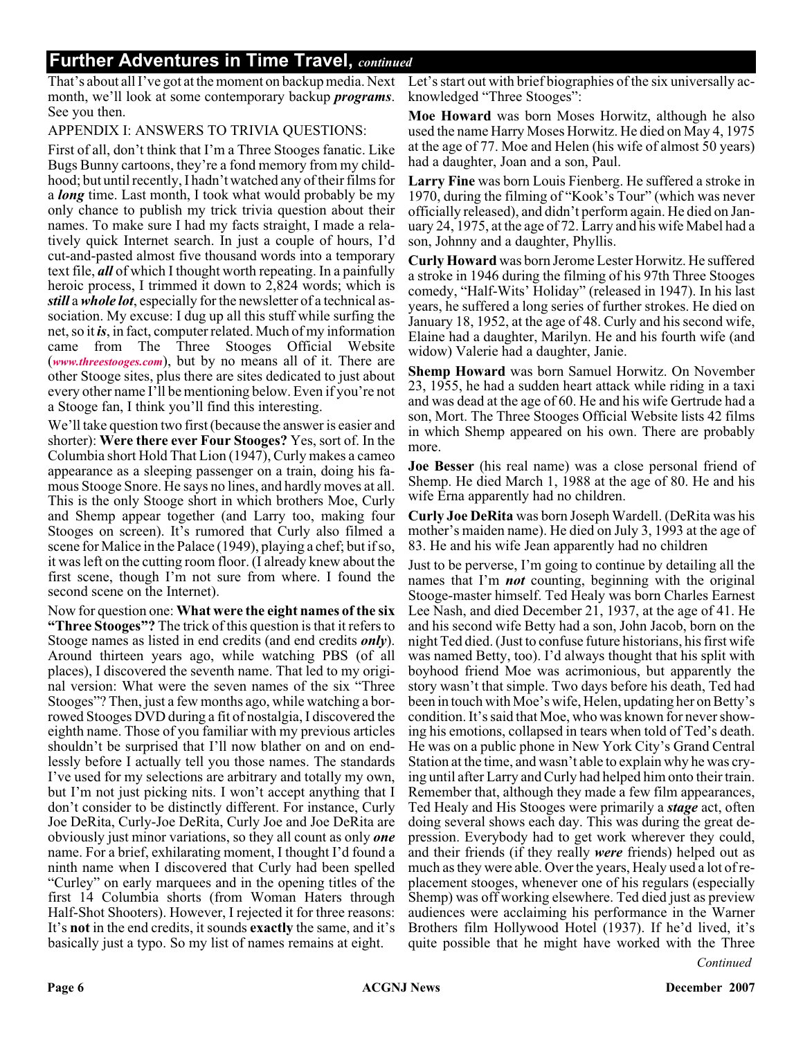## Further Adventures in Time Travel, *continued*

That's about all I've got at the moment on backup media. Next month, we'll look at some contemporary backup ***programs***. See you then.

APPENDIX I: ANSWERS TO TRIVIA QUESTIONS:

First of all, don't think that I'm a Three Stooges fanatic. Like Bugs Bunny cartoons, they're a fond memory from my childhood; but until recently, I hadn't watched any of their films for a ***long*** time. Last month, I took what would probably be my only chance to publish my trick trivia question about their names. To make sure I had my facts straight, I made a relatively quick Internet search. In just a couple of hours, I'd cut-and-pasted almost five thousand words into a temporary text file, ***all*** of which I thought worth repeating. In a painfully heroic process, I trimmed it down to 2,824 words; which is ***still*** a ***whole lot***, especially for the newsletter of a technical association. My excuse: I dug up all this stuff while surfing the net, so it ***is***, in fact, computer related. Much of my information came from The Three Stooges Official Website (*www.threestooges.com*), but by no means all of it. There are other Stooge sites, plus there are sites dedicated to just about every other name I'll be mentioning below. Even if you're not a Stooge fan, I think you'll find this interesting.

We'll take question two first (because the answer is easier and shorter): **Were there ever Four Stooges?** Yes, sort of. In the Columbia short Hold That Lion (1947), Curly makes a cameo appearance as a sleeping passenger on a train, doing his famous Stooge Snore. He says no lines, and hardly moves at all. This is the only Stooge short in which brothers Moe, Curly and Shemp appear together (and Larry too, making four Stooges on screen). It's rumored that Curly also filmed a scene for Malice in the Palace (1949), playing a chef; but if so, it was left on the cutting room floor. (I already knew about the first scene, though I'm not sure from where. I found the second scene on the Internet).

Now for question one: **What were the eight names of the six "Three Stooges"?** The trick of this question is that it refers to Stooge names as listed in end credits (and end credits ***only***). Around thirteen years ago, while watching PBS (of all places), I discovered the seventh name. That led to my original version: What were the seven names of the six "Three Stooges"? Then, just a few months ago, while watching a borrowed Stooges DVD during a fit of nostalgia, I discovered the eighth name. Those of you familiar with my previous articles shouldn't be surprised that I'll now blather on and on endlessly before I actually tell you those names. The standards I've used for my selections are arbitrary and totally my own, but I'm not just picking nits. I won't accept anything that I don't consider to be distinctly different. For instance, Curly Joe DeRita, Curly-Joe DeRita, Curly Joe and Joe DeRita are obviously just minor variations, so they all count as only ***one*** name. For a brief, exhilarating moment, I thought I'd found a ninth name when I discovered that Curly had been spelled "Curley" on early marquees and in the opening titles of the first 14 Columbia shorts (from Woman Haters through Half-Shot Shooters). However, I rejected it for three reasons: It's **not** in the end credits, it sounds **exactly** the same, and it's basically just a typo. So my list of names remains at eight.

Let's start out with brief biographies of the six universally acknowledged "Three Stooges":

**Moe Howard** was born Moses Horwitz, although he also used the name Harry Moses Horwitz. He died on May 4, 1975 at the age of 77. Moe and Helen (his wife of almost 50 years) had a daughter, Joan and a son, Paul.

**Larry Fine** was born Louis Fienberg. He suffered a stroke in 1970, during the filming of "Kook's Tour" (which was never officially released), and didn't perform again. He died on January 24, 1975, at the age of 72. Larry and his wife Mabel had a son, Johnny and a daughter, Phyllis.

**Curly Howard** was born Jerome Lester Horwitz. He suffered a stroke in 1946 during the filming of his 97th Three Stooges comedy, "Half-Wits' Holiday" (released in 1947). In his last years, he suffered a long series of further strokes. He died on January 18, 1952, at the age of 48. Curly and his second wife, Elaine had a daughter, Marilyn. He and his fourth wife (and widow) Valerie had a daughter, Janie.

**Shemp Howard** was born Samuel Horwitz. On November 23, 1955, he had a sudden heart attack while riding in a taxi and was dead at the age of 60. He and his wife Gertrude had a son, Mort. The Three Stooges Official Website lists 42 films in which Shemp appeared on his own. There are probably more.

**Joe Besser** (his real name) was a close personal friend of Shemp. He died March 1, 1988 at the age of 80. He and his wife Erna apparently had no children.

**Curly Joe DeRita** was born Joseph Wardell. (DeRita was his mother's maiden name). He died on July 3, 1993 at the age of 83. He and his wife Jean apparently had no children

Just to be perverse, I'm going to continue by detailing all the names that I'm ***not*** counting, beginning with the original Stooge-master himself. Ted Healy was born Charles Earnest Lee Nash, and died December 21, 1937, at the age of 41. He and his second wife Betty had a son, John Jacob, born on the night Ted died. (Just to confuse future historians, his first wife was named Betty, too). I'd always thought that his split with boyhood friend Moe was acrimonious, but apparently the story wasn't that simple. Two days before his death, Ted had been in touch with Moe's wife, Helen, updating her on Betty's condition. It's said that Moe, who was known for never showing his emotions, collapsed in tears when told of Ted's death. He was on a public phone in New York City's Grand Central Station at the time, and wasn't able to explain why he was crying until after Larry and Curly had helped him onto their train. Remember that, although they made a few film appearances, Ted Healy and His Stooges were primarily a ***stage*** act, often doing several shows each day. This was during the great depression. Everybody had to get work wherever they could, and their friends (if they really ***were*** friends) helped out as much as they were able. Over the years, Healy used a lot of replacement stooges, whenever one of his regulars (especially Shemp) was off working elsewhere. Ted died just as preview audiences were acclaiming his performance in the Warner Brothers film Hollywood Hotel (1937). If he'd lived, it's quite possible that he might have worked with the Three

*Continued*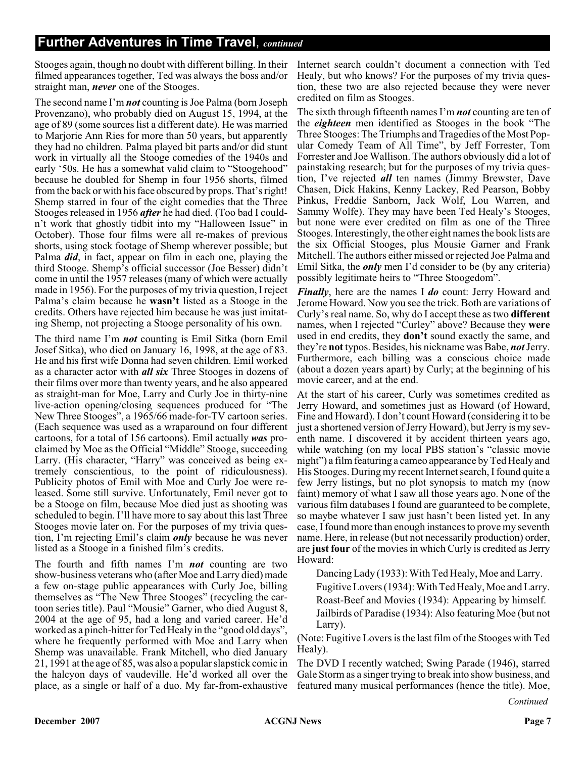## Further Adventures in Time Travel, *continued*

Stooges again, though no doubt with different billing. In their filmed appearances together, Ted was always the boss and/or straight man, ***never*** one of the Stooges.

The second name I'm ***not*** counting is Joe Palma (born Joseph Provenzano), who probably died on August 15, 1994, at the age of 89 (some sources list a different date). He was married to Marjorie Ann Ries for more than 50 years, but apparently they had no children. Palma played bit parts and/or did stunt work in virtually all the Stooge comedies of the 1940s and early '50s. He has a somewhat valid claim to "Stoogehood" because he doubled for Shemp in four 1956 shorts, filmed from the back or with his face obscured by props. That's right! Shemp starred in four of the eight comedies that the Three Stooges released in 1956 ***after*** he had died. (Too bad I couldn't work that ghostly tidbit into my "Halloween Issue" in October). Those four films were all re-makes of previous shorts, using stock footage of Shemp wherever possible; but Palma ***did***, in fact, appear on film in each one, playing the third Stooge. Shemp's official successor (Joe Besser) didn't come in until the 1957 releases (many of which were actually made in 1956). For the purposes of my trivia question, I reject Palma's claim because he **wasn't** listed as a Stooge in the credits. Others have rejected him because he was just imitating Shemp, not projecting a Stooge personality of his own.

The third name I'm ***not*** counting is Emil Sitka (born Emil Josef Sitka), who died on January 16, 1998, at the age of 83. He and his first wife Donna had seven children. Emil worked as a character actor with ***all six*** Three Stooges in dozens of their films over more than twenty years, and he also appeared as straight-man for Moe, Larry and Curly Joe in thirty-nine live-action opening/closing sequences produced for "The New Three Stooges", a 1965/66 made-for-TV cartoon series. (Each sequence was used as a wraparound on four different cartoons, for a total of 156 cartoons). Emil actually ***was*** proclaimed by Moe as the Official "Middle" Stooge, succeeding Larry. (His character, "Harry" was conceived as being extremely conscientious, to the point of ridiculousness). Publicity photos of Emil with Moe and Curly Joe were released. Some still survive. Unfortunately, Emil never got to be a Stooge on film, because Moe died just as shooting was scheduled to begin. I'll have more to say about this last Three Stooges movie later on. For the purposes of my trivia question, I'm rejecting Emil's claim ***only*** because he was never listed as a Stooge in a finished film's credits.

The fourth and fifth names I'm ***not*** counting are two show-business veterans who (after Moe and Larry died) made a few on-stage public appearances with Curly Joe, billing themselves as "The New Three Stooges" (recycling the cartoon series title). Paul "Mousie" Garner, who died August 8, 2004 at the age of 95, had a long and varied career. He'd worked as a pinch-hitter for Ted Healy in the "good old days", where he frequently performed with Moe and Larry when Shemp was unavailable. Frank Mitchell, who died January 21, 1991 at the age of 85, was also a popular slapstick comic in the halcyon days of vaudeville. He'd worked all over the place, as a single or half of a duo. My far-from-exhaustive Internet search couldn't document a connection with Ted Healy, but who knows? For the purposes of my trivia question, these two are also rejected because they were never credited on film as Stooges.

The sixth through fifteenth names I'm ***not*** counting are ten of the ***eighteen*** men identified as Stooges in the book "The Three Stooges: The Triumphs and Tragedies of the Most Popular Comedy Team of All Time", by Jeff Forrester, Tom Forrester and Joe Wallison. The authors obviously did a lot of painstaking research; but for the purposes of my trivia question, I've rejected ***all*** ten names (Jimmy Brewster, Dave Chasen, Dick Hakins, Kenny Lackey, Red Pearson, Bobby Pinkus, Freddie Sanborn, Jack Wolf, Lou Warren, and Sammy Wolfe). They may have been Ted Healy's Stooges, but none were ever credited on film as one of the Three Stooges. Interestingly, the other eight names the book lists are the six Official Stooges, plus Mousie Garner and Frank Mitchell. The authors either missed or rejected Joe Palma and Emil Sitka, the ***only*** men I'd consider to be (by any criteria) possibly legitimate heirs to "Three Stoogedom".

***Finally***, here are the names I ***do*** count: Jerry Howard and Jerome Howard. Now you see the trick. Both are variations of Curly's real name. So, why do I accept these as two **different** names, when I rejected "Curley" above? Because they **were** used in end credits, they **don't** sound exactly the same, and they're **not** typos. Besides, his nickname was Babe, ***not*** Jerry. Furthermore, each billing was a conscious choice made (about a dozen years apart) by Curly; at the beginning of his movie career, and at the end.

At the start of his career, Curly was sometimes credited as Jerry Howard, and sometimes just as Howard (of Howard, Fine and Howard). I don't count Howard (considering it to be just a shortened version of Jerry Howard), but Jerry is my seventh name. I discovered it by accident thirteen years ago, while watching (on my local PBS station's "classic movie night") a film featuring a cameo appearance by Ted Healy and His Stooges. During my recent Internet search, I found quite a few Jerry listings, but no plot synopsis to match my (now faint) memory of what I saw all those years ago. None of the various film databases I found are guaranteed to be complete, so maybe whatever I saw just hasn't been listed yet. In any case, I found more than enough instances to prove my seventh name. Here, in release (but not necessarily production) order, are **just four** of the movies in which Curly is credited as Jerry Howard:

Dancing Lady (1933): With Ted Healy, Moe and Larry.

Fugitive Lovers (1934): With Ted Healy, Moe and Larry.

Roast-Beef and Movies (1934): Appearing by himself.

Jailbirds of Paradise (1934): Also featuring Moe (but not Larry).

(Note: Fugitive Lovers is the last film of the Stooges with Ted Healy).

The DVD I recently watched; Swing Parade (1946), starred Gale Storm as a singer trying to break into show business, and featured many musical performances (hence the title). Moe,

*Continued*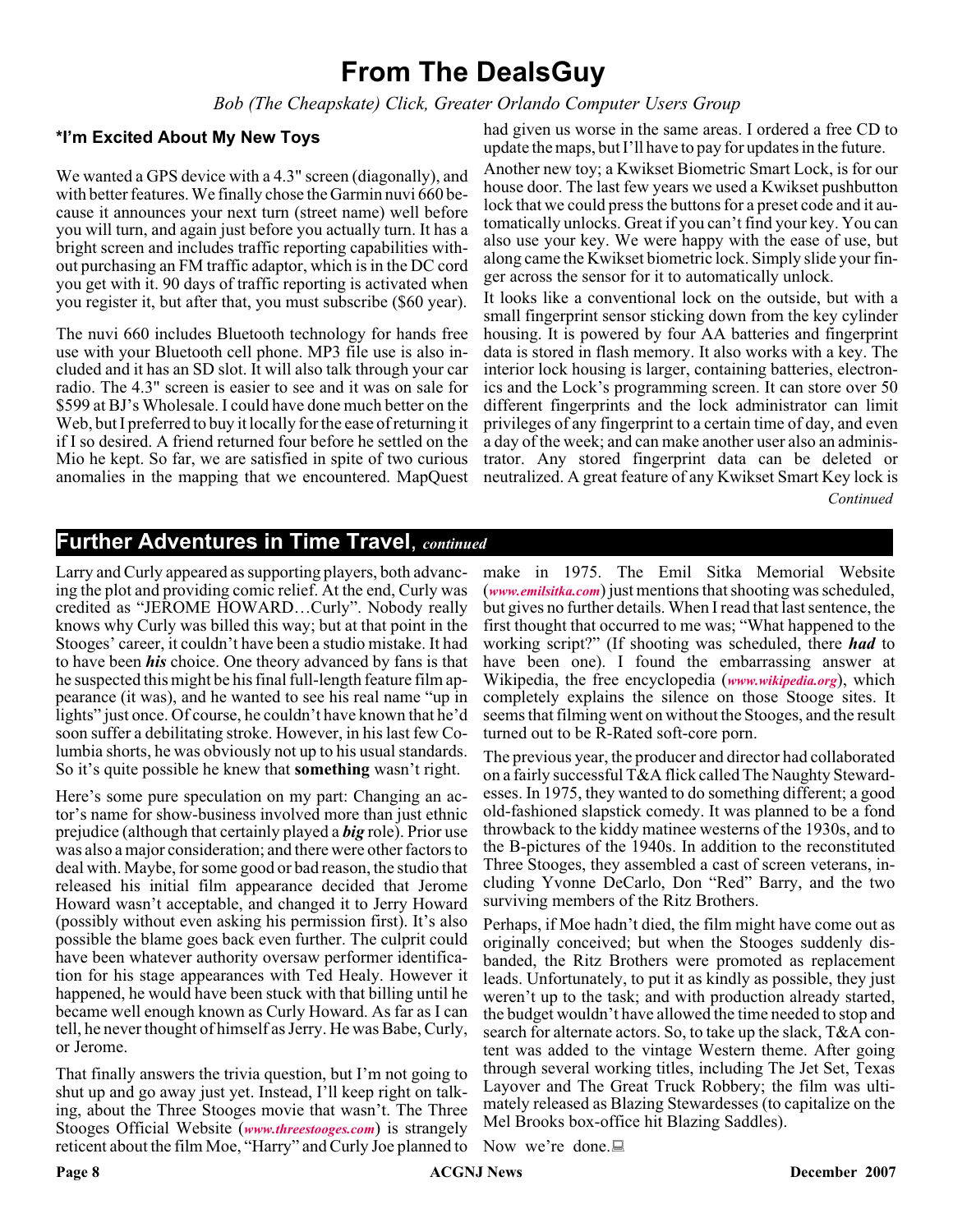# From The DealsGuy

*Bob (The Cheapskate) Click, Greater Orlando Computer Users Group*

### *I'm Excited About My New Toys

We wanted a GPS device with a 4.3" screen (diagonally), and with better features. We finally chose the Garmin nuvi 660 because it announces your next turn (street name) well before you will turn, and again just before you actually turn. It has a bright screen and includes traffic reporting capabilities without purchasing an FM traffic adaptor, which is in the DC cord you get with it. 90 days of traffic reporting is activated when you register it, but after that, you must subscribe ($60 year).

The nuvi 660 includes Bluetooth technology for hands free use with your Bluetooth cell phone. MP3 file use is also included and it has an SD slot. It will also talk through your car radio. The 4.3" screen is easier to see and it was on sale for $599 at BJ's Wholesale. I could have done much better on the Web, but I preferred to buy it locally for the ease of returning it if I so desired. A friend returned four before he settled on the Mio he kept. So far, we are satisfied in spite of two curious anomalies in the mapping that we encountered. MapQuest had given us worse in the same areas. I ordered a free CD to update the maps, but I'll have to pay for updates in the future.

Another new toy; a Kwikset Biometric Smart Lock, is for our house door. The last few years we used a Kwikset pushbutton lock that we could press the buttons for a preset code and it automatically unlocks. Great if you can't find your key. You can also use your key. We were happy with the ease of use, but along came the Kwikset biometric lock. Simply slide your finger across the sensor for it to automatically unlock.

It looks like a conventional lock on the outside, but with a small fingerprint sensor sticking down from the key cylinder housing. It is powered by four AA batteries and fingerprint data is stored in flash memory. It also works with a key. The interior lock housing is larger, containing batteries, electronics and the Lock's programming screen. It can store over 50 different fingerprints and the lock administrator can limit privileges of any fingerprint to a certain time of day, and even a day of the week; and can make another user also an administrator. Any stored fingerprint data can be deleted or neutralized. A great feature of any Kwikset Smart Key lock is

*Continued*

## Further Adventures in Time Travel, *continued*

Larry and Curly appeared as supporting players, both advancing the plot and providing comic relief. At the end, Curly was credited as "JEROME HOWARD…Curly". Nobody really knows why Curly was billed this way; but at that point in the Stooges' career, it couldn't have been a studio mistake. It had to have been ***his*** choice. One theory advanced by fans is that he suspected this might be his final full-length feature film appearance (it was), and he wanted to see his real name "up in lights" just once. Of course, he couldn't have known that he'd soon suffer a debilitating stroke. However, in his last few Columbia shorts, he was obviously not up to his usual standards. So it's quite possible he knew that **something** wasn't right.

Here's some pure speculation on my part: Changing an actor's name for show-business involved more than just ethnic prejudice (although that certainly played a ***big*** role). Prior use was also a major consideration; and there were other factors to deal with. Maybe, for some good or bad reason, the studio that released his initial film appearance decided that Jerome Howard wasn't acceptable, and changed it to Jerry Howard (possibly without even asking his permission first). It's also possible the blame goes back even further. The culprit could have been whatever authority oversaw performer identification for his stage appearances with Ted Healy. However it happened, he would have been stuck with that billing until he became well enough known as Curly Howard. As far as I can tell, he never thought of himself as Jerry. He was Babe, Curly, or Jerome.

That finally answers the trivia question, but I'm not going to shut up and go away just yet. Instead, I'll keep right on talking, about the Three Stooges movie that wasn't. The Three Stooges Official Website (***www.threestooges.com***) is strangely reticent about the film Moe, "Harry" and Curly Joe planned to make in 1975. The Emil Sitka Memorial Website (***www.emilsitka.com***) just mentions that shooting was scheduled, but gives no further details. When I read that last sentence, the first thought that occurred to me was; "What happened to the working script?" (If shooting was scheduled, there ***had*** to have been one). I found the embarrassing answer at Wikipedia, the free encyclopedia (***www.wikipedia.org***), which completely explains the silence on those Stooge sites. It seems that filming went on without the Stooges, and the result turned out to be R-Rated soft-core porn.

The previous year, the producer and director had collaborated on a fairly successful T&A flick called The Naughty Stewardesses. In 1975, they wanted to do something different; a good old-fashioned slapstick comedy. It was planned to be a fond throwback to the kiddy matinee westerns of the 1930s, and to the B-pictures of the 1940s. In addition to the reconstituted Three Stooges, they assembled a cast of screen veterans, including Yvonne DeCarlo, Don "Red" Barry, and the two surviving members of the Ritz Brothers.

Perhaps, if Moe hadn't died, the film might have come out as originally conceived; but when the Stooges suddenly disbanded, the Ritz Brothers were promoted as replacement leads. Unfortunately, to put it as kindly as possible, they just weren't up to the task; and with production already started, the budget wouldn't have allowed the time needed to stop and search for alternate actors. So, to take up the slack, T&A content was added to the vintage Western theme. After going through several working titles, including The Jet Set, Texas Layover and The Great Truck Robbery; the film was ultimately released as Blazing Stewardesses (to capitalize on the Mel Brooks box-office hit Blazing Saddles).

Now we're done.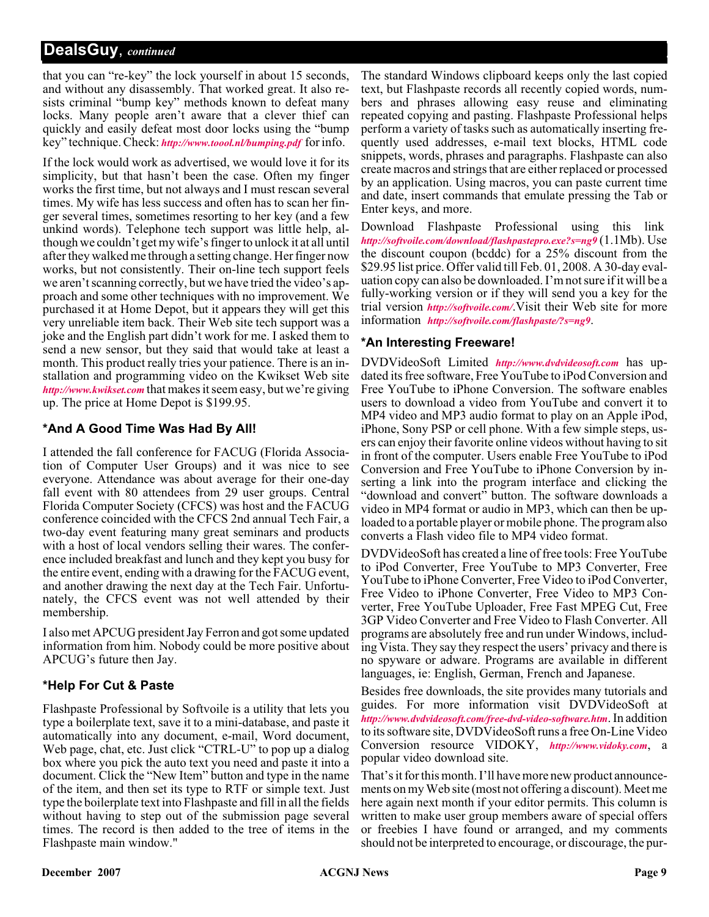## DealsGuy, *continued*

that you can "re-key" the lock yourself in about 15 seconds, and without any disassembly. That worked great. It also resists criminal "bump key" methods known to defeat many locks. Many people aren't aware that a clever thief can quickly and easily defeat most door locks using the "bump key" technique. Check: ***http://www.toool.nl/bumping.pdf*** for info.

If the lock would work as advertised, we would love it for its simplicity, but that hasn't been the case. Often my finger works the first time, but not always and I must rescan several times. My wife has less success and often has to scan her finger several times, sometimes resorting to her key (and a few unkind words). Telephone tech support was little help, although we couldn't get my wife's finger to unlock it at all until after they walked me through a setting change. Her finger now works, but not consistently. Their on-line tech support feels we aren't scanning correctly, but we have tried the video's approach and some other techniques with no improvement. We purchased it at Home Depot, but it appears they will get this very unreliable item back. Their Web site tech support was a joke and the English part didn't work for me. I asked them to send a new sensor, but they said that would take at least a month. This product really tries your patience. There is an installation and programming video on the Kwikset Web site ***http://www.kwikset.com*** that makes it seem easy, but we're giving up. The price at Home Depot is $199.95.

### *And A Good Time Was Had By All!

I attended the fall conference for FACUG (Florida Association of Computer User Groups) and it was nice to see everyone. Attendance was about average for their one-day fall event with 80 attendees from 29 user groups. Central Florida Computer Society (CFCS) was host and the FACUG conference coincided with the CFCS 2nd annual Tech Fair, a two-day event featuring many great seminars and products with a host of local vendors selling their wares. The conference included breakfast and lunch and they kept you busy for the entire event, ending with a drawing for the FACUG event, and another drawing the next day at the Tech Fair. Unfortunately, the CFCS event was not well attended by their membership.

I also met APCUG president Jay Ferron and got some updated information from him. Nobody could be more positive about APCUG's future then Jay.

### *Help For Cut & Paste

Flashpaste Professional by Softvoile is a utility that lets you type a boilerplate text, save it to a mini-database, and paste it automatically into any document, e-mail, Word document, Web page, chat, etc. Just click "CTRL-U" to pop up a dialog box where you pick the auto text you need and paste it into a document. Click the "New Item" button and type in the name of the item, and then set its type to RTF or simple text. Just type the boilerplate text into Flashpaste and fill in all the fields without having to step out of the submission page several times. The record is then added to the tree of items in the Flashpaste main window."

The standard Windows clipboard keeps only the last copied text, but Flashpaste records all recently copied words, numbers and phrases allowing easy reuse and eliminating repeated copying and pasting. Flashpaste Professional helps perform a variety of tasks such as automatically inserting frequently used addresses, e-mail text blocks, HTML code snippets, words, phrases and paragraphs. Flashpaste can also create macros and strings that are either replaced or processed by an application. Using macros, you can paste current time and date, insert commands that emulate pressing the Tab or Enter keys, and more.

Download Flashpaste Professional using this link ***http://softvoile.com/download/flashpastepro.exe?s=ng9*** (1.1Mb). Use the discount coupon (bcddc) for a 25% discount from the $29.95 list price. Offer valid till Feb. 01, 2008. A 30-day evaluation copy can also be downloaded. I'm not sure if it will be a fully-working version or if they will send you a key for the trial version ***http://softvoile.com/***.Visit their Web site for more information ***http://softvoile.com/flashpaste/?s=ng9***.

### *An Interesting Freeware!

DVDVideoSoft Limited ***http://www.dvdvideosoft.com*** has updated its free software, Free YouTube to iPod Conversion and Free YouTube to iPhone Conversion. The software enables users to download a video from YouTube and convert it to MP4 video and MP3 audio format to play on an Apple iPod, iPhone, Sony PSP or cell phone. With a few simple steps, users can enjoy their favorite online videos without having to sit in front of the computer. Users enable Free YouTube to iPod Conversion and Free YouTube to iPhone Conversion by inserting a link into the program interface and clicking the "download and convert" button. The software downloads a video in MP4 format or audio in MP3, which can then be uploaded to a portable player or mobile phone. The program also converts a Flash video file to MP4 video format.

DVDVideoSoft has created a line of free tools: Free YouTube to iPod Converter, Free YouTube to MP3 Converter, Free YouTube to iPhone Converter, Free Video to iPod Converter, Free Video to iPhone Converter, Free Video to MP3 Converter, Free YouTube Uploader, Free Fast MPEG Cut, Free 3GP Video Converter and Free Video to Flash Converter. All programs are absolutely free and run under Windows, including Vista. They say they respect the users' privacy and there is no spyware or adware. Programs are available in different languages, ie: English, German, French and Japanese.

Besides free downloads, the site provides many tutorials and guides. For more information visit DVDVideoSoft at ***http://www.dvdvideosoft.com/free-dvd-video-software.htm***. In addition to its software site, DVDVideoSoft runs a free On-Line Video Conversion resource VIDOKY, ***http://www.vidoky.com***, a popular video download site.

That's it for this month. I'll have more new product announcements on my Web site (most not offering a discount). Meet me here again next month if your editor permits. This column is written to make user group members aware of special offers or freebies I have found or arranged, and my comments should not be interpreted to encourage, or discourage, the pur-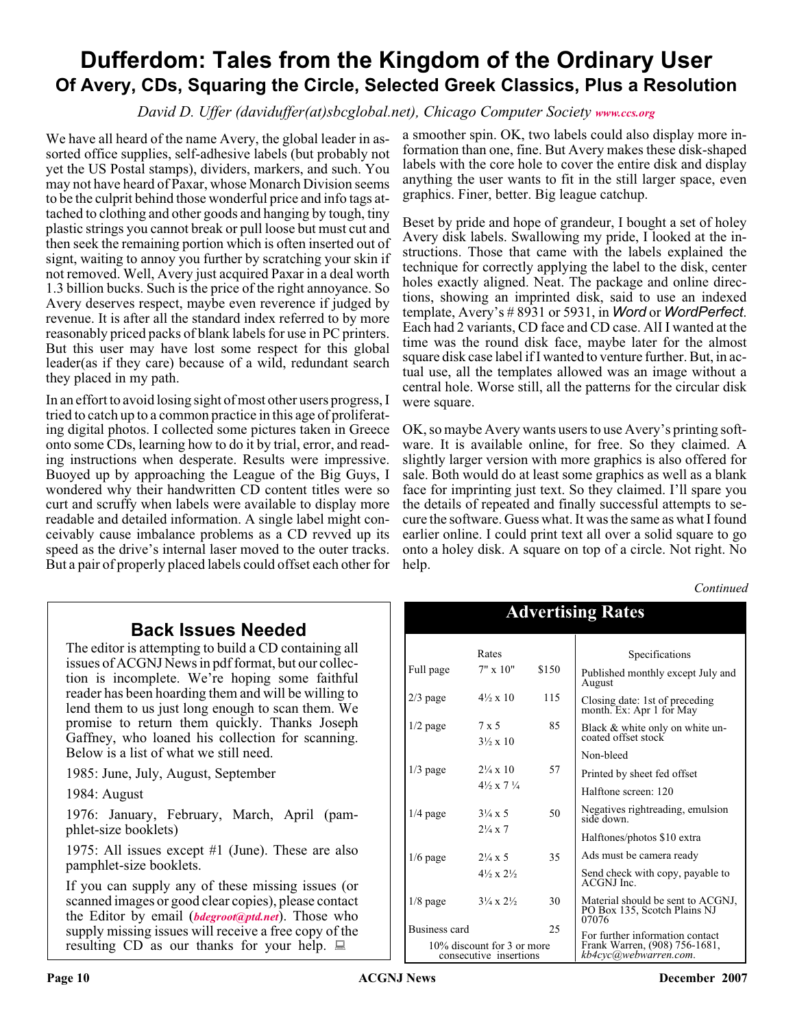# Dufferdom: Tales from the Kingdom of the Ordinary User

## Of Avery, CDs, Squaring the Circle, Selected Greek Classics, Plus a Resolution

*David D. Uffer (daviduffer(at)sbcglobal.net), Chicago Computer Society **www.ccs.org***

We have all heard of the name Avery, the global leader in assorted office supplies, self-adhesive labels (but probably not yet the US Postal stamps), dividers, markers, and such. You may not have heard of Paxar, whose Monarch Division seems to be the culprit behind those wonderful price and info tags attached to clothing and other goods and hanging by tough, tiny plastic strings you cannot break or pull loose but must cut and then seek the remaining portion which is often inserted out of signt, waiting to annoy you further by scratching your skin if not removed. Well, Avery just acquired Paxar in a deal worth 1.3 billion bucks. Such is the price of the right annoyance. So Avery deserves respect, maybe even reverence if judged by revenue. It is after all the standard index referred to by more reasonably priced packs of blank labels for use in PC printers. But this user may have lost some respect for this global leader(as if they care) because of a wild, redundant search they placed in my path.

In an effort to avoid losing sight of most other users progress, I tried to catch up to a common practice in this age of proliferating digital photos. I collected some pictures taken in Greece onto some CDs, learning how to do it by trial, error, and reading instructions when desperate. Results were impressive. Buoyed up by approaching the League of the Big Guys, I wondered why their handwritten CD content titles were so curt and scruffy when labels were available to display more readable and detailed information. A single label might conceivably cause imbalance problems as a CD revved up its speed as the drive's internal laser moved to the outer tracks. But a pair of properly placed labels could offset each other for a smoother spin. OK, two labels could also display more information than one, fine. But Avery makes these disk-shaped labels with the core hole to cover the entire disk and display anything the user wants to fit in the still larger space, even graphics. Finer, better. Big league catchup.

Beset by pride and hope of grandeur, I bought a set of holey Avery disk labels. Swallowing my pride, I looked at the instructions. Those that came with the labels explained the technique for correctly applying the label to the disk, center holes exactly aligned. Neat. The package and online directions, showing an imprinted disk, said to use an indexed template, Avery's # 8931 or 5931, in *Word* or *WordPerfect*. Each had 2 variants, CD face and CD case. All I wanted at the time was the round disk face, maybe later for the almost square disk case label if I wanted to venture further. But, in actual use, all the templates allowed was an image without a central hole. Worse still, all the patterns for the circular disk were square.

OK, so maybe Avery wants users to use Avery's printing software. It is available online, for free. So they claimed. A slightly larger version with more graphics is also offered for sale. Both would do at least some graphics as well as a blank face for imprinting just text. So they claimed. I'll spare you the details of repeated and finally successful attempts to secure the software. Guess what. It was the same as what I found earlier online. I could print text all over a solid square to go onto a holey disk. A square on top of a circle. Not right. No help.

*Continued*

## Back Issues Needed

The editor is attempting to build a CD containing all issues of ACGNJ News in pdf format, but our collection is incomplete. We're hoping some faithful reader has been hoarding them and will be willing to lend them to us just long enough to scan them. We promise to return them quickly. Thanks Joseph Gaffney, who loaned his collection for scanning. Below is a list of what we still need.

1985: June, July, August, September

1984: August

1976: January, February, March, April (pamphlet-size booklets)

1975: All issues except #1 (June). These are also pamphlet-size booklets.

If you can supply any of these missing issues (or scanned images or good clear copies), please contact the Editor by email (***bdegroot@ptd.net***). Those who supply missing issues will receive a free copy of the resulting CD as our thanks for your help.

## Advertising Rates

| | Rates | |
|---|---|---|
| Full page | 7" x 10" | $150 |
| 2/3 page | 4½ x 10 | 115 |
| 1/2 page | 7 x 5<br>3½ x 10 | 85 |
| 1/3 page | 2¼ x 10<br>4½ x 7 ¼ | 57 |
| 1/4 page | 3¼ x 5<br>2¼ x 7 | 50 |
| 1/6 page | 2¼ x 5<br>4½ x 2½ | 35 |
| 1/8 page | 3¼ x 2½ | 30 |
| Business card | | 25 |

10% discount for 3 or more consecutive insertions

**Specifications**

- Published monthly except July and August
- Closing date: 1st of preceding month. Ex: Apr 1 for May
- Black & white only on white uncoated offset stock
- Non-bleed
- Printed by sheet fed offset
- Halftone screen: 120
- Negatives rightreading, emulsion side down.
- Halftones/photos $10 extra
- Ads must be camera ready
- Send check with copy, payable to ACGNJ Inc.
- Material should be sent to ACGNJ, PO Box 135, Scotch Plains NJ 07076
- For further information contact Frank Warren, (908) 756-1681, *kb4cyc@webwarren.com*.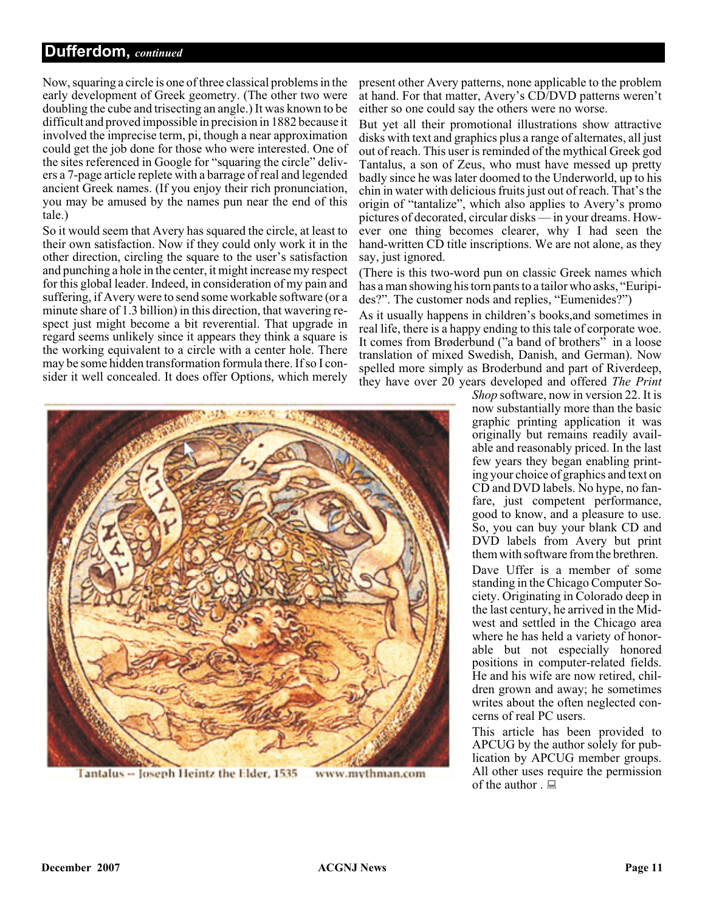## Dufferdom, *continued*

Now, squaring a circle is one of three classical problems in the early development of Greek geometry. (The other two were doubling the cube and trisecting an angle.) It was known to be difficult and proved impossible in precision in 1882 because it involved the imprecise term, pi, though a near approximation could get the job done for those who were interested. One of the sites referenced in Google for "squaring the circle" delivers a 7-page article replete with a barrage of real and legended ancient Greek names. (If you enjoy their rich pronunciation, you may be amused by the names pun near the end of this tale.)

So it would seem that Avery has squared the circle, at least to their own satisfaction. Now if they could only work it in the other direction, circling the square to the user's satisfaction and punching a hole in the center, it might increase my respect for this global leader. Indeed, in consideration of my pain and suffering, if Avery were to send some workable software (or a minute share of 1.3 billion) in this direction, that wavering respect just might become a bit reverential. That upgrade in regard seems unlikely since it appears they think a square is the working equivalent to a circle with a center hole. There may be some hidden transformation formula there. If so I consider it well concealed. It does offer Options, which merely present other Avery patterns, none applicable to the problem at hand. For that matter, Avery's CD/DVD patterns weren't either so one could say the others were no worse.

But yet all their promotional illustrations show attractive disks with text and graphics plus a range of alternates, all just out of reach. This user is reminded of the mythical Greek god Tantalus, a son of Zeus, who must have messed up pretty badly since he was later doomed to the Underworld, up to his chin in water with delicious fruits just out of reach. That's the origin of "tantalize", which also applies to Avery's promo pictures of decorated, circular disks — in your dreams. However one thing becomes clearer, why I had seen the hand-written CD title inscriptions. We are not alone, as they say, just ignored.

(There is this two-word pun on classic Greek names which has a man showing his torn pants to a tailor who asks, "Euripides?". The customer nods and replies, "Eumenides?")

As it usually happens in children's books,and sometimes in real life, there is a happy ending to this tale of corporate woe. It comes from Brøderbund ("a band of brothers" in a loose translation of mixed Swedish, Danish, and German). Now spelled more simply as Broderbund and part of Riverdeep, they have over 20 years developed and offered *The Print Shop* software, now in version 22. It is now substantially more than the basic graphic printing application it was originally but remains readily available and reasonably priced. In the last few years they began enabling printing your choice of graphics and text on CD and DVD labels. No hype, no fanfare, just competent performance, good to know, and a pleasure to use. So, you can buy your blank CD and DVD labels from Avery but print them with software from the brethren.

Tantalus -- Joseph Heintz the Elder, 1535 www.mythman.com

Dave Uffer is a member of some standing in the Chicago Computer Society. Originating in Colorado deep in the last century, he arrived in the Midwest and settled in the Chicago area where he has held a variety of honorable but not especially honored positions in computer-related fields. He and his wife are now retired, children grown and away; he sometimes writes about the often neglected concerns of real PC users.

This article has been provided to APCUG by the author solely for publication by APCUG member groups. All other uses require the permission of the author .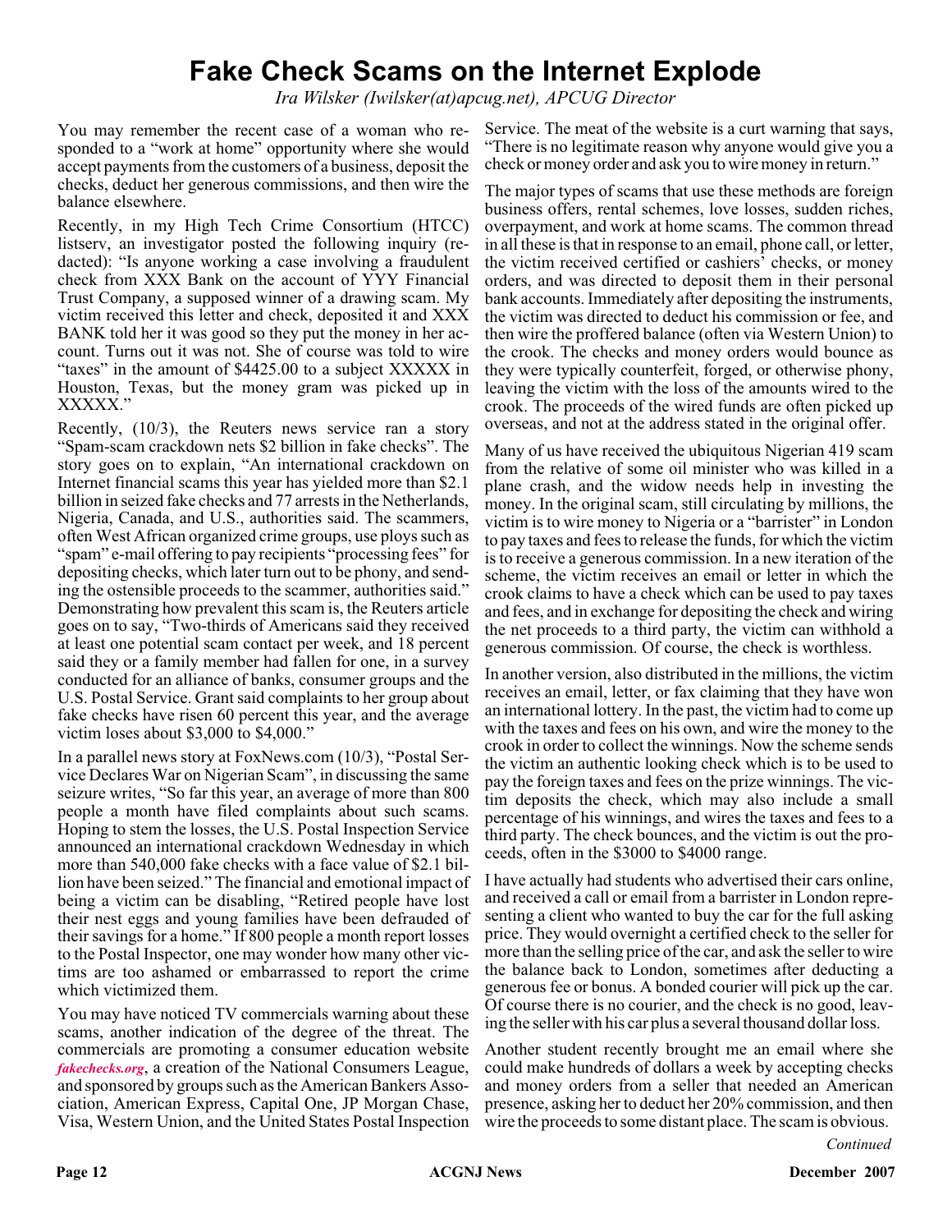# Fake Check Scams on the Internet Explode

*Ira Wilsker (Iwilsker(at)apcug.net), APCUG Director*

You may remember the recent case of a woman who responded to a "work at home" opportunity where she would accept payments from the customers of a business, deposit the checks, deduct her generous commissions, and then wire the balance elsewhere.

Recently, in my High Tech Crime Consortium (HTCC) listserv, an investigator posted the following inquiry (redacted): "Is anyone working a case involving a fraudulent check from XXX Bank on the account of YYY Financial Trust Company, a supposed winner of a drawing scam. My victim received this letter and check, deposited it and XXX BANK told her it was good so they put the money in her account. Turns out it was not. She of course was told to wire "taxes" in the amount of $4425.00 to a subject XXXXX in Houston, Texas, but the money gram was picked up in XXXXX."

Recently, (10/3), the Reuters news service ran a story "Spam-scam crackdown nets $2 billion in fake checks". The story goes on to explain, "An international crackdown on Internet financial scams this year has yielded more than $2.1 billion in seized fake checks and 77 arrests in the Netherlands, Nigeria, Canada, and U.S., authorities said. The scammers, often West African organized crime groups, use ploys such as "spam" e-mail offering to pay recipients "processing fees" for depositing checks, which later turn out to be phony, and sending the ostensible proceeds to the scammer, authorities said." Demonstrating how prevalent this scam is, the Reuters article goes on to say, "Two-thirds of Americans said they received at least one potential scam contact per week, and 18 percent said they or a family member had fallen for one, in a survey conducted for an alliance of banks, consumer groups and the U.S. Postal Service. Grant said complaints to her group about fake checks have risen 60 percent this year, and the average victim loses about $3,000 to $4,000."

In a parallel news story at FoxNews.com (10/3), "Postal Service Declares War on Nigerian Scam", in discussing the same seizure writes, "So far this year, an average of more than 800 people a month have filed complaints about such scams. Hoping to stem the losses, the U.S. Postal Inspection Service announced an international crackdown Wednesday in which more than 540,000 fake checks with a face value of $2.1 billion have been seized." The financial and emotional impact of being a victim can be disabling, "Retired people have lost their nest eggs and young families have been defrauded of their savings for a home." If 800 people a month report losses to the Postal Inspector, one may wonder how many other victims are too ashamed or embarrassed to report the crime which victimized them.

You may have noticed TV commercials warning about these scams, another indication of the degree of the threat. The commercials are promoting a consumer education website ***fakechecks.org***, a creation of the National Consumers League, and sponsored by groups such as the American Bankers Association, American Express, Capital One, JP Morgan Chase, Visa, Western Union, and the United States Postal Inspection Service. The meat of the website is a curt warning that says, "There is no legitimate reason why anyone would give you a check or money order and ask you to wire money in return."

The major types of scams that use these methods are foreign business offers, rental schemes, love losses, sudden riches, overpayment, and work at home scams. The common thread in all these is that in response to an email, phone call, or letter, the victim received certified or cashiers' checks, or money orders, and was directed to deposit them in their personal bank accounts. Immediately after depositing the instruments, the victim was directed to deduct his commission or fee, and then wire the proffered balance (often via Western Union) to the crook. The checks and money orders would bounce as they were typically counterfeit, forged, or otherwise phony, leaving the victim with the loss of the amounts wired to the crook. The proceeds of the wired funds are often picked up overseas, and not at the address stated in the original offer.

Many of us have received the ubiquitous Nigerian 419 scam from the relative of some oil minister who was killed in a plane crash, and the widow needs help in investing the money. In the original scam, still circulating by millions, the victim is to wire money to Nigeria or a "barrister" in London to pay taxes and fees to release the funds, for which the victim is to receive a generous commission. In a new iteration of the scheme, the victim receives an email or letter in which the crook claims to have a check which can be used to pay taxes and fees, and in exchange for depositing the check and wiring the net proceeds to a third party, the victim can withhold a generous commission. Of course, the check is worthless.

In another version, also distributed in the millions, the victim receives an email, letter, or fax claiming that they have won an international lottery. In the past, the victim had to come up with the taxes and fees on his own, and wire the money to the crook in order to collect the winnings. Now the scheme sends the victim an authentic looking check which is to be used to pay the foreign taxes and fees on the prize winnings. The victim deposits the check, which may also include a small percentage of his winnings, and wires the taxes and fees to a third party. The check bounces, and the victim is out the proceeds, often in the $3000 to $4000 range.

I have actually had students who advertised their cars online, and received a call or email from a barrister in London representing a client who wanted to buy the car for the full asking price. They would overnight a certified check to the seller for more than the selling price of the car, and ask the seller to wire the balance back to London, sometimes after deducting a generous fee or bonus. A bonded courier will pick up the car. Of course there is no courier, and the check is no good, leaving the seller with his car plus a several thousand dollar loss.

Another student recently brought me an email where she could make hundreds of dollars a week by accepting checks and money orders from a seller that needed an American presence, asking her to deduct her 20% commission, and then wire the proceeds to some distant place. The scam is obvious.

*Continued*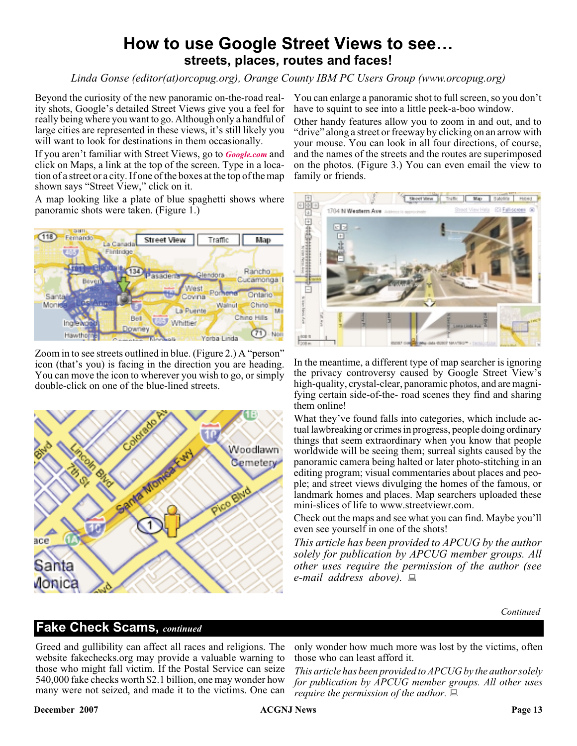# How to use Google Street Views to see…

## streets, places, routes and faces!

*Linda Gonse (editor(at)orcopug.org), Orange County IBM PC Users Group (www.orcopug.org)*

Beyond the curiosity of the new panoramic on-the-road reality shots, Google's detailed Street Views give you a feel for really being where you want to go. Although only a handful of large cities are represented in these views, it's still likely you will want to look for destinations in them occasionally.

If you aren't familiar with Street Views, go to ***Google.com*** and click on Maps, a link at the top of the screen. Type in a location of a street or a city. If one of the boxes at the top of the map shown says "Street View," click on it.

A map looking like a plate of blue spaghetti shows where panoramic shots were taken. (Figure 1.)

Zoom in to see streets outlined in blue. (Figure 2.) A "person" icon (that's you) is facing in the direction you are heading. You can move the icon to wherever you wish to go, or simply double-click on one of the blue-lined streets.

You can enlarge a panoramic shot to full screen, so you don't have to squint to see into a little peek-a-boo window.

Other handy features allow you to zoom in and out, and to "drive" along a street or freeway by clicking on an arrow with your mouse. You can look in all four directions, of course, and the names of the streets and the routes are superimposed on the photos. (Figure 3.) You can even email the view to family or friends.

In the meantime, a different type of map searcher is ignoring the privacy controversy caused by Google Street View's high-quality, crystal-clear, panoramic photos, and are magnifying certain side-of-the- road scenes they find and sharing them online!

What they've found falls into categories, which include actual lawbreaking or crimes in progress, people doing ordinary things that seem extraordinary when you know that people worldwide will be seeing them; surreal sights caused by the panoramic camera being halted or later photo-stitching in an editing program; visual commentaries about places and people; and street views divulging the homes of the famous, or landmark homes and places. Map searchers uploaded these mini-slices of life to www.streetviewr.com.

Check out the maps and see what you can find. Maybe you'll even see yourself in one of the shots!

*This article has been provided to APCUG by the author solely for publication by APCUG member groups. All other uses require the permission of the author (see e-mail address above).*

## Fake Check Scams, *continued*

Greed and gullibility can affect all races and religions. The website fakechecks.org may provide a valuable warning to those who might fall victim. If the Postal Service can seize 540,000 fake checks worth $2.1 billion, one may wonder how many were not seized, and made it to the victims. One can only wonder how much more was lost by the victims, often those who can least afford it.

*This article has been provided to APCUG by the author solely for publication by APCUG member groups. All other uses require the permission of the author.*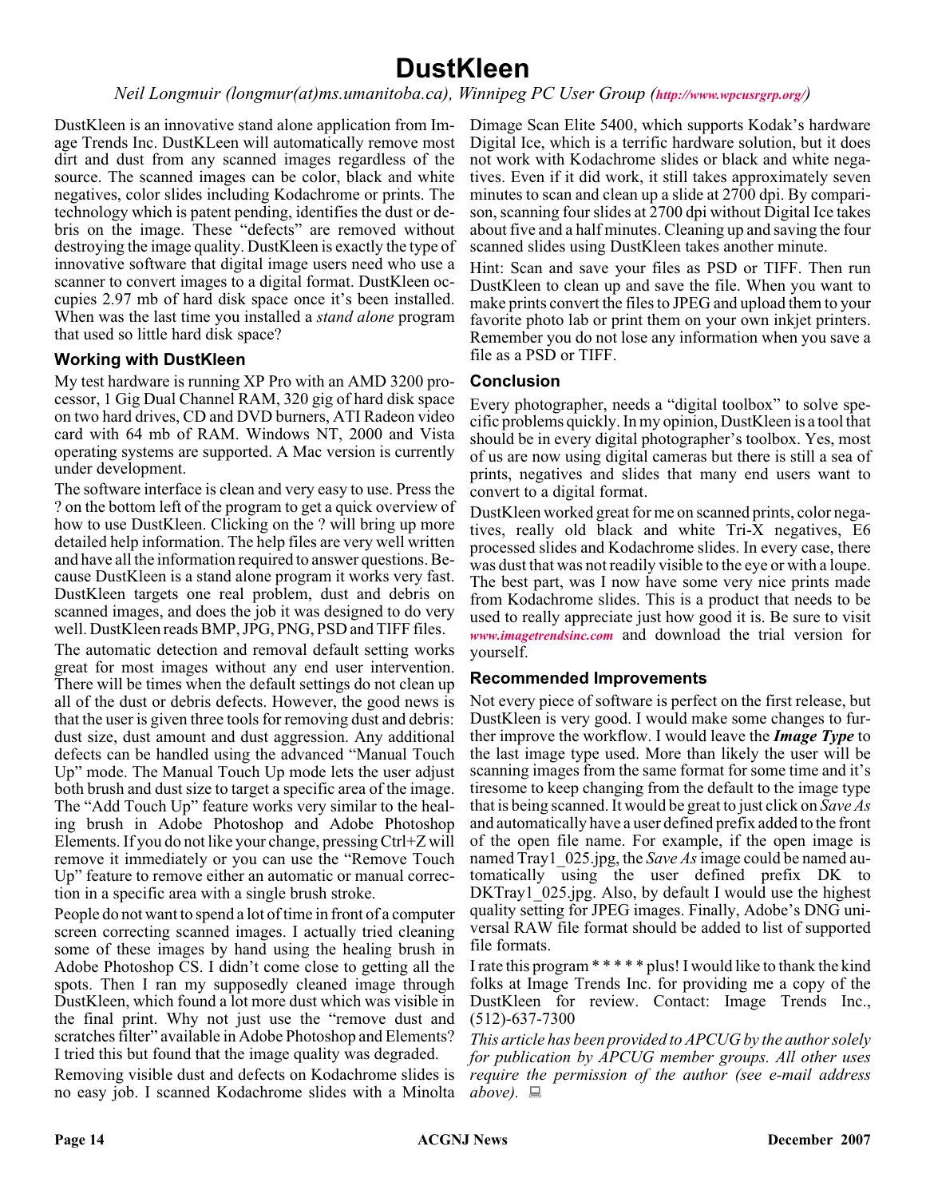# DustKleen

*Neil Longmuir (longmur(at)ms.umanitoba.ca), Winnipeg PC User Group (http://www.wpcusrgrp.org/)*

DustKleen is an innovative stand alone application from Image Trends Inc. DustKLeen will automatically remove most dirt and dust from any scanned images regardless of the source. The scanned images can be color, black and white negatives, color slides including Kodachrome or prints. The technology which is patent pending, identifies the dust or debris on the image. These "defects" are removed without destroying the image quality. DustKleen is exactly the type of innovative software that digital image users need who use a scanner to convert images to a digital format. DustKleen occupies 2.97 mb of hard disk space once it's been installed. When was the last time you installed a *stand alone* program that used so little hard disk space?

## Working with DustKleen

My test hardware is running XP Pro with an AMD 3200 processor, 1 Gig Dual Channel RAM, 320 gig of hard disk space on two hard drives, CD and DVD burners, ATI Radeon video card with 64 mb of RAM. Windows NT, 2000 and Vista operating systems are supported. A Mac version is currently under development.

The software interface is clean and very easy to use. Press the ? on the bottom left of the program to get a quick overview of how to use DustKleen. Clicking on the ? will bring up more detailed help information. The help files are very well written and have all the information required to answer questions. Because DustKleen is a stand alone program it works very fast. DustKleen targets one real problem, dust and debris on scanned images, and does the job it was designed to do very well. DustKleen reads BMP, JPG, PNG, PSD and TIFF files.

The automatic detection and removal default setting works great for most images without any end user intervention. There will be times when the default settings do not clean up all of the dust or debris defects. However, the good news is that the user is given three tools for removing dust and debris: dust size, dust amount and dust aggression. Any additional defects can be handled using the advanced "Manual Touch Up" mode. The Manual Touch Up mode lets the user adjust both brush and dust size to target a specific area of the image. The "Add Touch Up" feature works very similar to the healing brush in Adobe Photoshop and Adobe Photoshop Elements. If you do not like your change, pressing Ctrl+Z will remove it immediately or you can use the "Remove Touch Up" feature to remove either an automatic or manual correction in a specific area with a single brush stroke.

People do not want to spend a lot of time in front of a computer screen correcting scanned images. I actually tried cleaning some of these images by hand using the healing brush in Adobe Photoshop CS. I didn't come close to getting all the spots. Then I ran my supposedly cleaned image through DustKleen, which found a lot more dust which was visible in the final print. Why not just use the "remove dust and scratches filter" available in Adobe Photoshop and Elements? I tried this but found that the image quality was degraded.

Removing visible dust and defects on Kodachrome slides is no easy job. I scanned Kodachrome slides with a Minolta Dimage Scan Elite 5400, which supports Kodak's hardware Digital Ice, which is a terrific hardware solution, but it does not work with Kodachrome slides or black and white negatives. Even if it did work, it still takes approximately seven minutes to scan and clean up a slide at 2700 dpi. By comparison, scanning four slides at 2700 dpi without Digital Ice takes about five and a half minutes. Cleaning up and saving the four scanned slides using DustKleen takes another minute.

Hint: Scan and save your files as PSD or TIFF. Then run DustKleen to clean up and save the file. When you want to make prints convert the files to JPEG and upload them to your favorite photo lab or print them on your own inkjet printers. Remember you do not lose any information when you save a file as a PSD or TIFF.

## Conclusion

Every photographer, needs a "digital toolbox" to solve specific problems quickly. In my opinion, DustKleen is a tool that should be in every digital photographer's toolbox. Yes, most of us are now using digital cameras but there is still a sea of prints, negatives and slides that many end users want to convert to a digital format.

DustKleen worked great for me on scanned prints, color negatives, really old black and white Tri-X negatives, E6 processed slides and Kodachrome slides. In every case, there was dust that was not readily visible to the eye or with a loupe. The best part, was I now have some very nice prints made from Kodachrome slides. This is a product that needs to be used to really appreciate just how good it is. Be sure to visit *www.imagetrendsinc.com* and download the trial version for yourself.

## Recommended Improvements

Not every piece of software is perfect on the first release, but DustKleen is very good. I would make some changes to further improve the workflow. I would leave the ***Image Type*** to the last image type used. More than likely the user will be scanning images from the same format for some time and it's tiresome to keep changing from the default to the image type that is being scanned. It would be great to just click on *Save As* and automatically have a user defined prefix added to the front of the open file name. For example, if the open image is named Tray1_025.jpg, the *Save As* image could be named automatically using the user defined prefix DK to DKTray1_025.jpg. Also, by default I would use the highest quality setting for JPEG images. Finally, Adobe's DNG universal RAW file format should be added to list of supported file formats.

I rate this program * * * * * plus! I would like to thank the kind folks at Image Trends Inc. for providing me a copy of the DustKleen for review. Contact: Image Trends Inc., (512)-637-7300

*This article has been provided to APCUG by the author solely for publication by APCUG member groups. All other uses require the permission of the author (see e-mail address above).*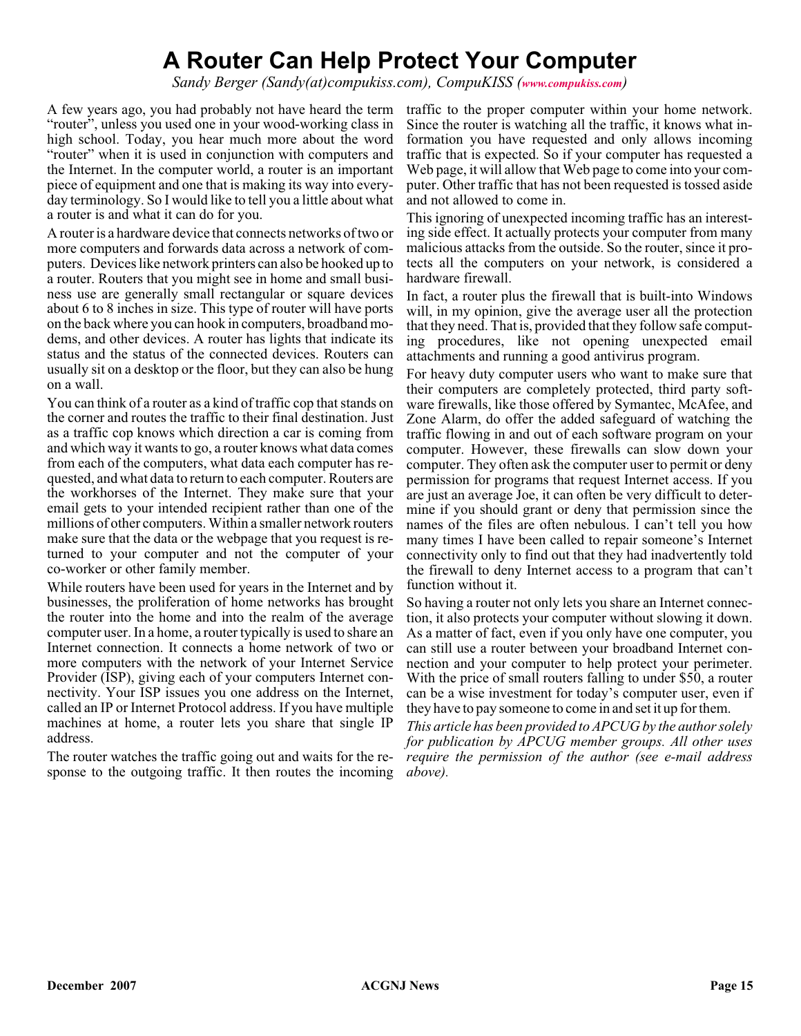# A Router Can Help Protect Your Computer

*Sandy Berger (Sandy(at)compukiss.com), CompuKISS (www.compukiss.com)*

A few years ago, you had probably not have heard the term "router", unless you used one in your wood-working class in high school. Today, you hear much more about the word "router" when it is used in conjunction with computers and the Internet. In the computer world, a router is an important piece of equipment and one that is making its way into everyday terminology. So I would like to tell you a little about what a router is and what it can do for you.

A router is a hardware device that connects networks of two or more computers and forwards data across a network of computers. Devices like network printers can also be hooked up to a router. Routers that you might see in home and small business use are generally small rectangular or square devices about 6 to 8 inches in size. This type of router will have ports on the back where you can hook in computers, broadband modems, and other devices. A router has lights that indicate its status and the status of the connected devices. Routers can usually sit on a desktop or the floor, but they can also be hung on a wall.

You can think of a router as a kind of traffic cop that stands on the corner and routes the traffic to their final destination. Just as a traffic cop knows which direction a car is coming from and which way it wants to go, a router knows what data comes from each of the computers, what data each computer has requested, and what data to return to each computer. Routers are the workhorses of the Internet. They make sure that your email gets to your intended recipient rather than one of the millions of other computers. Within a smaller network routers make sure that the data or the webpage that you request is returned to your computer and not the computer of your co-worker or other family member.

While routers have been used for years in the Internet and by businesses, the proliferation of home networks has brought the router into the home and into the realm of the average computer user. In a home, a router typically is used to share an Internet connection. It connects a home network of two or more computers with the network of your Internet Service Provider (ISP), giving each of your computers Internet connectivity. Your ISP issues you one address on the Internet, called an IP or Internet Protocol address. If you have multiple machines at home, a router lets you share that single IP address.

The router watches the traffic going out and waits for the response to the outgoing traffic. It then routes the incoming traffic to the proper computer within your home network. Since the router is watching all the traffic, it knows what information you have requested and only allows incoming traffic that is expected. So if your computer has requested a Web page, it will allow that Web page to come into your computer. Other traffic that has not been requested is tossed aside and not allowed to come in.

This ignoring of unexpected incoming traffic has an interesting side effect. It actually protects your computer from many malicious attacks from the outside. So the router, since it protects all the computers on your network, is considered a hardware firewall.

In fact, a router plus the firewall that is built-into Windows will, in my opinion, give the average user all the protection that they need. That is, provided that they follow safe computing procedures, like not opening unexpected email attachments and running a good antivirus program.

For heavy duty computer users who want to make sure that their computers are completely protected, third party software firewalls, like those offered by Symantec, McAfee, and Zone Alarm, do offer the added safeguard of watching the traffic flowing in and out of each software program on your computer. However, these firewalls can slow down your computer. They often ask the computer user to permit or deny permission for programs that request Internet access. If you are just an average Joe, it can often be very difficult to determine if you should grant or deny that permission since the names of the files are often nebulous. I can't tell you how many times I have been called to repair someone's Internet connectivity only to find out that they had inadvertently told the firewall to deny Internet access to a program that can't function without it.

So having a router not only lets you share an Internet connection, it also protects your computer without slowing it down. As a matter of fact, even if you only have one computer, you can still use a router between your broadband Internet connection and your computer to help protect your perimeter. With the price of small routers falling to under $50, a router can be a wise investment for today's computer user, even if they have to pay someone to come in and set it up for them.

*This article has been provided to APCUG by the author solely for publication by APCUG member groups. All other uses require the permission of the author (see e-mail address above).*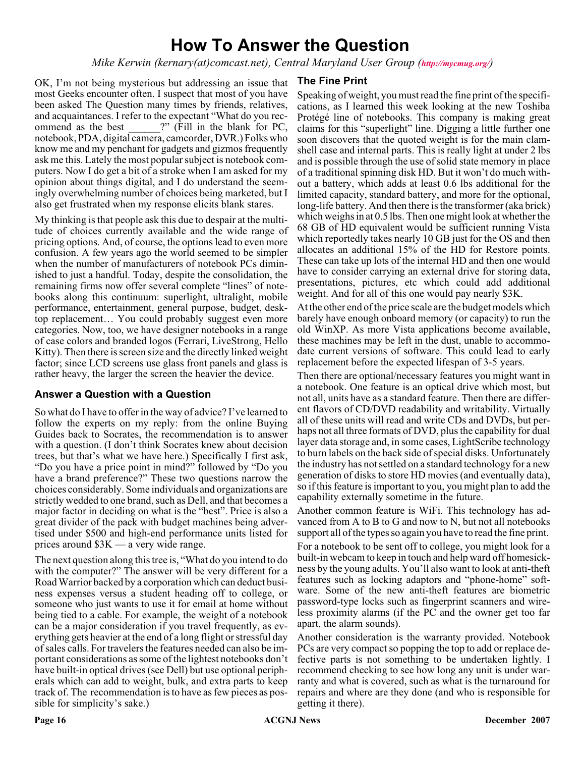# How To Answer the Question

*Mike Kerwin (kernary(at)comcast.net), Central Maryland User Group (http://mycmug.org/)*

OK, I'm not being mysterious but addressing an issue that most Geeks encounter often. I suspect that most of you have been asked The Question many times by friends, relatives, and acquaintances. I refer to the expectant "What do you recommend as the best ______?" (Fill in the blank for PC, notebook, PDA, digital camera, camcorder, DVR.) Folks who know me and my penchant for gadgets and gizmos frequently ask me this. Lately the most popular subject is notebook computers. Now I do get a bit of a stroke when I am asked for my opinion about things digital, and I do understand the seemingly overwhelming number of choices being marketed, but I also get frustrated when my response elicits blank stares.

My thinking is that people ask this due to despair at the multitude of choices currently available and the wide range of pricing options. And, of course, the options lead to even more confusion. A few years ago the world seemed to be simpler when the number of manufacturers of notebook PCs diminished to just a handful. Today, despite the consolidation, the remaining firms now offer several complete "lines" of notebooks along this continuum: superlight, ultralight, mobile performance, entertainment, general purpose, budget, desktop replacement… You could probably suggest even more categories. Now, too, we have designer notebooks in a range of case colors and branded logos (Ferrari, LiveStrong, Hello Kitty). Then there is screen size and the directly linked weight factor; since LCD screens use glass front panels and glass is rather heavy, the larger the screen the heavier the device.

## Answer a Question with a Question

So what do I have to offer in the way of advice? I've learned to follow the experts on my reply: from the online Buying Guides back to Socrates, the recommendation is to answer with a question. (I don't think Socrates knew about decision trees, but that's what we have here.) Specifically I first ask, "Do you have a price point in mind?" followed by "Do you have a brand preference?" These two questions narrow the choices considerably. Some individuals and organizations are strictly wedded to one brand, such as Dell, and that becomes a major factor in deciding on what is the "best". Price is also a great divider of the pack with budget machines being advertised under $500 and high-end performance units listed for prices around $3K — a very wide range.

The next question along this tree is, "What do you intend to do with the computer?" The answer will be very different for a Road Warrior backed by a corporation which can deduct business expenses versus a student heading off to college, or someone who just wants to use it for email at home without being tied to a cable. For example, the weight of a notebook can be a major consideration if you travel frequently, as everything gets heavier at the end of a long flight or stressful day of sales calls. For travelers the features needed can also be important considerations as some of the lightest notebooks don't have built-in optical drives (see Dell) but use optional peripherals which can add to weight, bulk, and extra parts to keep track of. The recommendation is to have as few pieces as possible for simplicity's sake.)

## The Fine Print

Speaking of weight, you must read the fine print of the specifications, as I learned this week looking at the new Toshiba Protégé line of notebooks. This company is making great claims for this "superlight" line. Digging a little further one soon discovers that the quoted weight is for the main clamshell case and internal parts. This is really light at under 2 lbs and is possible through the use of solid state memory in place of a traditional spinning disk HD. But it won't do much without a battery, which adds at least 0.6 lbs additional for the limited capacity, standard battery, and more for the optional, long-life battery. And then there is the transformer (aka brick) which weighs in at 0.5 lbs. Then one might look at whether the 68 GB of HD equivalent would be sufficient running Vista which reportedly takes nearly 10 GB just for the OS and then allocates an additional 15% of the HD for Restore points. These can take up lots of the internal HD and then one would have to consider carrying an external drive for storing data, presentations, pictures, etc which could add additional weight. And for all of this one would pay nearly $3K.

At the other end of the price scale are the budget models which barely have enough onboard memory (or capacity) to run the old WinXP. As more Vista applications become available, these machines may be left in the dust, unable to accommodate current versions of software. This could lead to early replacement before the expected lifespan of 3-5 years.

Then there are optional/necessary features you might want in a notebook. One feature is an optical drive which most, but not all, units have as a standard feature. Then there are different flavors of CD/DVD readability and writability. Virtually all of these units will read and write CDs and DVDs, but perhaps not all three formats of DVD, plus the capability for dual layer data storage and, in some cases, LightScribe technology to burn labels on the back side of special disks. Unfortunately the industry has not settled on a standard technology for a new generation of disks to store HD movies (and eventually data), so if this feature is important to you, you might plan to add the capability externally sometime in the future.

Another common feature is WiFi. This technology has advanced from A to B to G and now to N, but not all notebooks support all of the types so again you have to read the fine print.

For a notebook to be sent off to college, you might look for a built-in webcam to keep in touch and help ward off homesickness by the young adults. You'll also want to look at anti-theft features such as locking adaptors and "phone-home" software. Some of the new anti-theft features are biometric password-type locks such as fingerprint scanners and wireless proximity alarms (if the PC and the owner get too far apart, the alarm sounds).

Another consideration is the warranty provided. Notebook PCs are very compact so popping the top to add or replace defective parts is not something to be undertaken lightly. I recommend checking to see how long any unit is under warranty and what is covered, such as what is the turnaround for repairs and where are they done (and who is responsible for getting it there).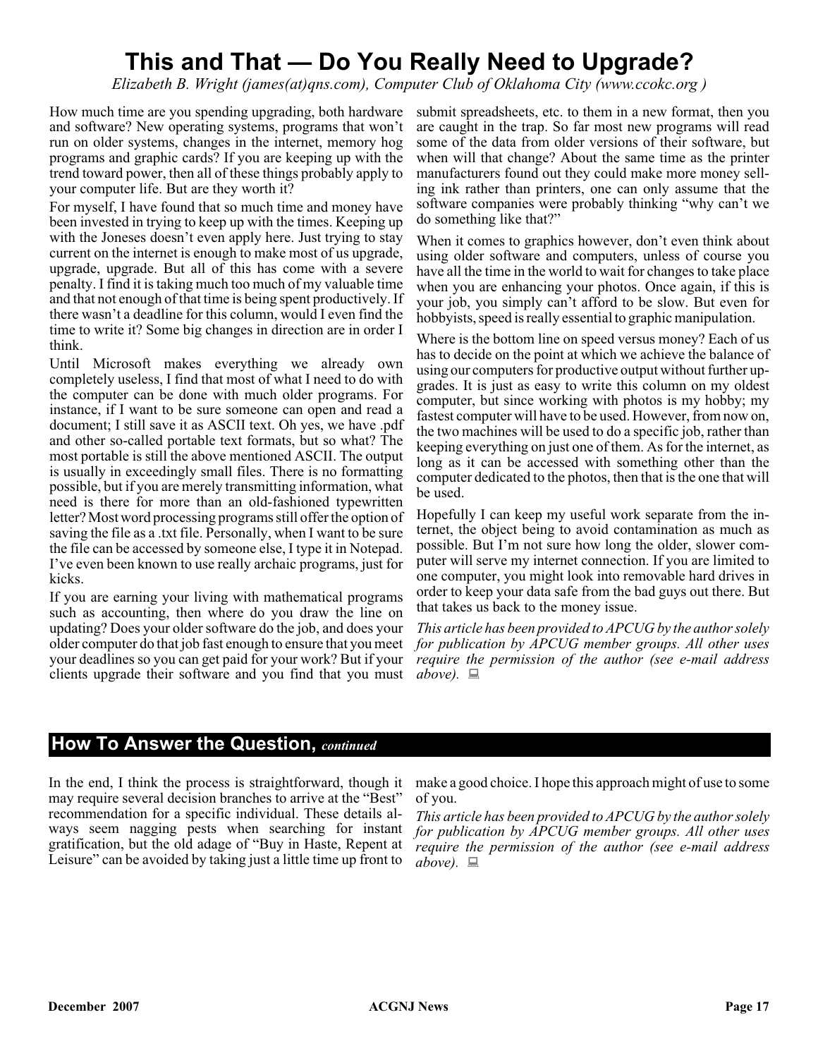# This and That — Do You Really Need to Upgrade?

*Elizabeth B. Wright (james(at)qns.com), Computer Club of Oklahoma City (www.ccokc.org )*

How much time are you spending upgrading, both hardware and software? New operating systems, programs that won't run on older systems, changes in the internet, memory hog programs and graphic cards? If you are keeping up with the trend toward power, then all of these things probably apply to your computer life. But are they worth it?

For myself, I have found that so much time and money have been invested in trying to keep up with the times. Keeping up with the Joneses doesn't even apply here. Just trying to stay current on the internet is enough to make most of us upgrade, upgrade, upgrade. But all of this has come with a severe penalty. I find it is taking much too much of my valuable time and that not enough of that time is being spent productively. If there wasn't a deadline for this column, would I even find the time to write it? Some big changes in direction are in order I think.

Until Microsoft makes everything we already own completely useless, I find that most of what I need to do with the computer can be done with much older programs. For instance, if I want to be sure someone can open and read a document; I still save it as ASCII text. Oh yes, we have .pdf and other so-called portable text formats, but so what? The most portable is still the above mentioned ASCII. The output is usually in exceedingly small files. There is no formatting possible, but if you are merely transmitting information, what need is there for more than an old-fashioned typewritten letter? Most word processing programs still offer the option of saving the file as a .txt file. Personally, when I want to be sure the file can be accessed by someone else, I type it in Notepad. I've even been known to use really archaic programs, just for kicks.

If you are earning your living with mathematical programs such as accounting, then where do you draw the line on updating? Does your older software do the job, and does your older computer do that job fast enough to ensure that you meet your deadlines so you can get paid for your work? But if your clients upgrade their software and you find that you must submit spreadsheets, etc. to them in a new format, then you are caught in the trap. So far most new programs will read some of the data from older versions of their software, but when will that change? About the same time as the printer manufacturers found out they could make more money selling ink rather than printers, one can only assume that the software companies were probably thinking "why can't we do something like that?"

When it comes to graphics however, don't even think about using older software and computers, unless of course you have all the time in the world to wait for changes to take place when you are enhancing your photos. Once again, if this is your job, you simply can't afford to be slow. But even for hobbyists, speed is really essential to graphic manipulation.

Where is the bottom line on speed versus money? Each of us has to decide on the point at which we achieve the balance of using our computers for productive output without further upgrades. It is just as easy to write this column on my oldest computer, but since working with photos is my hobby; my fastest computer will have to be used. However, from now on, the two machines will be used to do a specific job, rather than keeping everything on just one of them. As for the internet, as long as it can be accessed with something other than the computer dedicated to the photos, then that is the one that will be used.

Hopefully I can keep my useful work separate from the internet, the object being to avoid contamination as much as possible. But I'm not sure how long the older, slower computer will serve my internet connection. If you are limited to one computer, you might look into removable hard drives in order to keep your data safe from the bad guys out there. But that takes us back to the money issue.

*This article has been provided to APCUG by the author solely for publication by APCUG member groups. All other uses require the permission of the author (see e-mail address above).*

## How To Answer the Question, *continued*

In the end, I think the process is straightforward, though it may require several decision branches to arrive at the "Best" recommendation for a specific individual. These details always seem nagging pests when searching for instant gratification, but the old adage of "Buy in Haste, Repent at Leisure" can be avoided by taking just a little time up front to make a good choice. I hope this approach might of use to some of you.

*This article has been provided to APCUG by the author solely for publication by APCUG member groups. All other uses require the permission of the author (see e-mail address above).*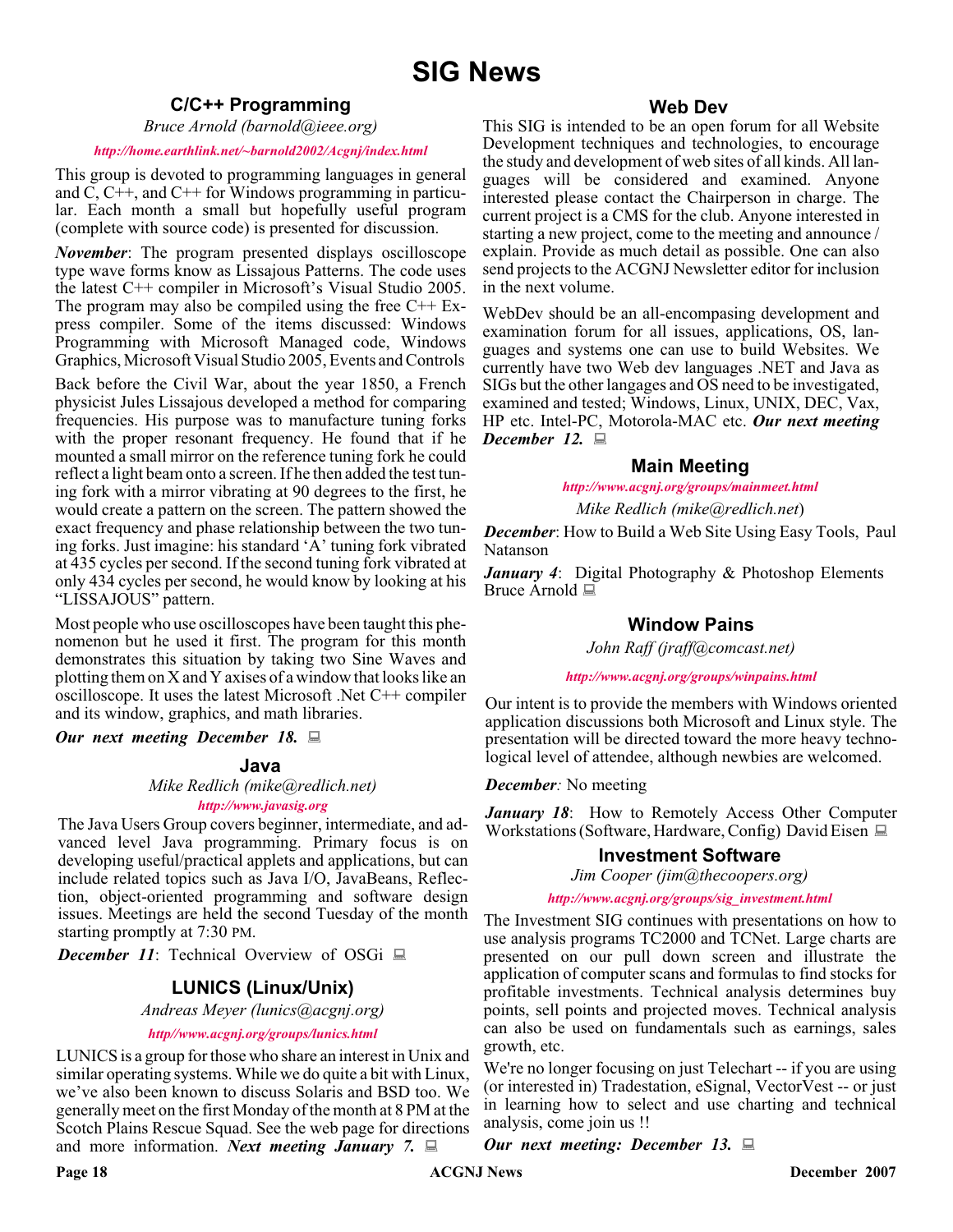# SIG News

## C/C++ Programming

*Bruce Arnold (barnold@ieee.org)*

*http://home.earthlink.net/~barnold2002/Acgnj/index.html*

This group is devoted to programming languages in general and C, C++, and C++ for Windows programming in particular. Each month a small but hopefully useful program (complete with source code) is presented for discussion.

***November***: The program presented displays oscilloscope type wave forms know as Lissajous Patterns. The code uses the latest C++ compiler in Microsoft's Visual Studio 2005. The program may also be compiled using the free C++ Express compiler. Some of the items discussed: Windows Programming with Microsoft Managed code, Windows Graphics, Microsoft Visual Studio 2005, Events and Controls

Back before the Civil War, about the year 1850, a French physicist Jules Lissajous developed a method for comparing frequencies. His purpose was to manufacture tuning forks with the proper resonant frequency. He found that if he mounted a small mirror on the reference tuning fork he could reflect a light beam onto a screen. If he then added the test tuning fork with a mirror vibrating at 90 degrees to the first, he would create a pattern on the screen. The pattern showed the exact frequency and phase relationship between the two tuning forks. Just imagine: his standard 'A' tuning fork vibrated at 435 cycles per second. If the second tuning fork vibrated at only 434 cycles per second, he would know by looking at his "LISSAJOUS" pattern.

Most people who use oscilloscopes have been taught this phenomenon but he used it first. The program for this month demonstrates this situation by taking two Sine Waves and plotting them on X and Y axises of a window that looks like an oscilloscope. It uses the latest Microsoft .Net C++ compiler and its window, graphics, and math libraries.

***Our next meeting December 18.***

## Java

*Mike Redlich (mike@redlich.net)*

*http://www.javasig.org*

The Java Users Group covers beginner, intermediate, and advanced level Java programming. Primary focus is on developing useful/practical applets and applications, but can include related topics such as Java I/O, JavaBeans, Reflection, object-oriented programming and software design issues. Meetings are held the second Tuesday of the month starting promptly at 7:30 PM.

***December 11***: Technical Overview of OSGi

## LUNICS (Linux/Unix)

*Andreas Meyer (lunics@acgnj.org)*

*http//www.acgnj.org/groups/lunics.html*

LUNICS is a group for those who share an interest in Unix and similar operating systems. While we do quite a bit with Linux, we've also been known to discuss Solaris and BSD too. We generally meet on the first Monday of the month at 8 PM at the Scotch Plains Rescue Squad. See the web page for directions and more information. ***Next meeting January 7.***

## Web Dev

This SIG is intended to be an open forum for all Website Development techniques and technologies, to encourage the study and development of web sites of all kinds. All languages will be considered and examined. Anyone interested please contact the Chairperson in charge. The current project is a CMS for the club. Anyone interested in starting a new project, come to the meeting and announce / explain. Provide as much detail as possible. One can also send projects to the ACGNJ Newsletter editor for inclusion in the next volume.

WebDev should be an all-encompasing development and examination forum for all issues, applications, OS, languages and systems one can use to build Websites. We currently have two Web dev languages .NET and Java as SIGs but the other langages and OS need to be investigated, examined and tested; Windows, Linux, UNIX, DEC, Vax, HP etc. Intel-PC, Motorola-MAC etc. ***Our next meeting December 12.***

## Main Meeting

*http://www.acgnj.org/groups/mainmeet.html*

*Mike Redlich (mike@redlich.net)*

***December***: How to Build a Web Site Using Easy Tools, Paul Natanson

***January 4***: Digital Photography & Photoshop Elements Bruce Arnold

## Window Pains

*John Raff (jraff@comcast.net)*

*http://www.acgnj.org/groups/winpains.html*

Our intent is to provide the members with Windows oriented application discussions both Microsoft and Linux style. The presentation will be directed toward the more heavy technological level of attendee, although newbies are welcomed.

***December:*** No meeting

***January 18***: How to Remotely Access Other Computer Workstations (Software, Hardware, Config) David Eisen

## Investment Software

*Jim Cooper (jim@thecoopers.org)*

*http://www.acgnj.org/groups/sig_investment.html*

The Investment SIG continues with presentations on how to use analysis programs TC2000 and TCNet. Large charts are presented on our pull down screen and illustrate the application of computer scans and formulas to find stocks for profitable investments. Technical analysis determines buy points, sell points and projected moves. Technical analysis can also be used on fundamentals such as earnings, sales growth, etc.

We're no longer focusing on just Telechart -- if you are using (or interested in) Tradestation, eSignal, VectorVest -- or just in learning how to select and use charting and technical analysis, come join us !!

***Our next meeting: December 13.***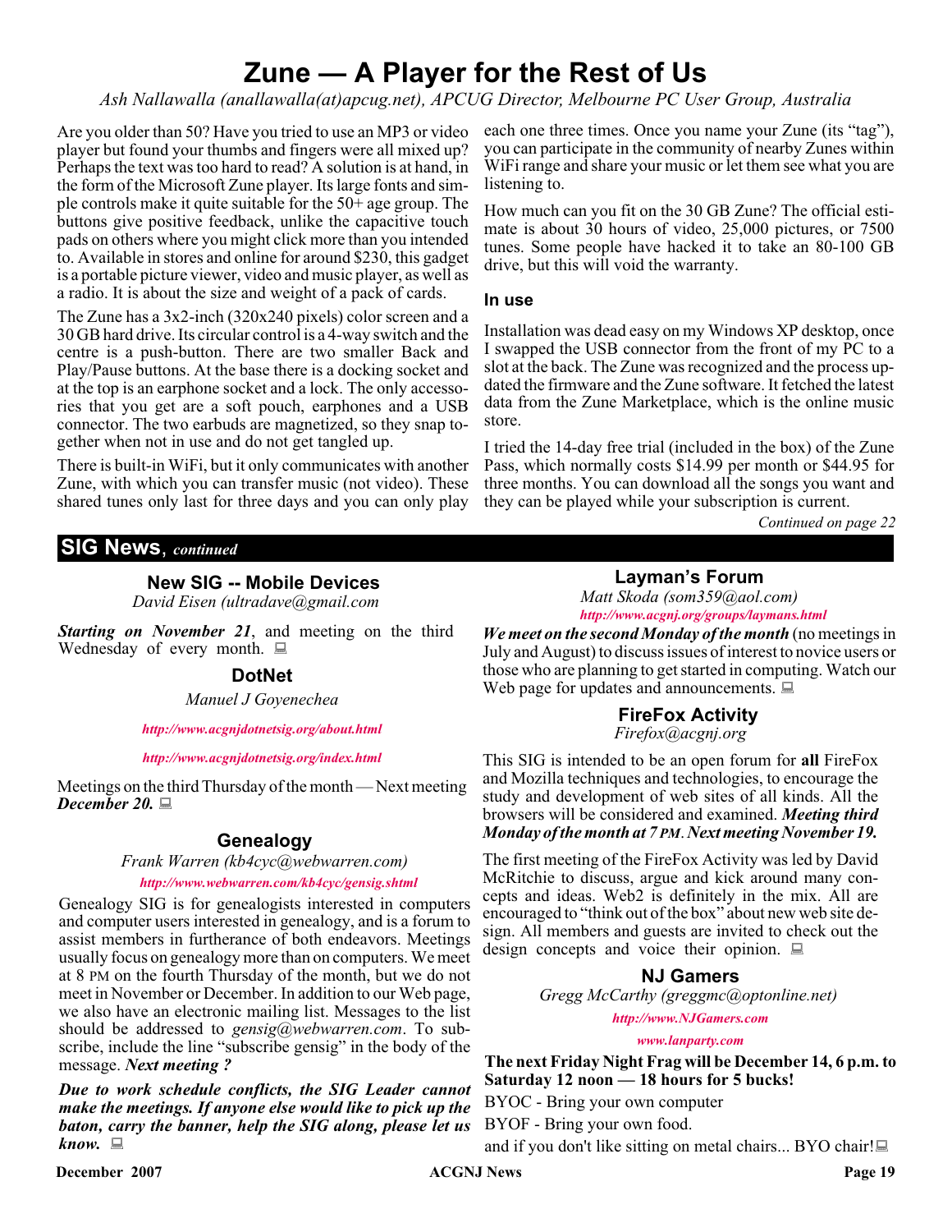# Zune — A Player for the Rest of Us

*Ash Nallawalla (anallawalla(at)apcug.net), APCUG Director, Melbourne PC User Group, Australia*

Are you older than 50? Have you tried to use an MP3 or video player but found your thumbs and fingers were all mixed up? Perhaps the text was too hard to read? A solution is at hand, in the form of the Microsoft Zune player. Its large fonts and simple controls make it quite suitable for the 50+ age group. The buttons give positive feedback, unlike the capacitive touch pads on others where you might click more than you intended to. Available in stores and online for around $230, this gadget is a portable picture viewer, video and music player, as well as a radio. It is about the size and weight of a pack of cards.

The Zune has a 3x2-inch (320x240 pixels) color screen and a 30 GB hard drive. Its circular control is a 4-way switch and the centre is a push-button. There are two smaller Back and Play/Pause buttons. At the base there is a docking socket and at the top is an earphone socket and a lock. The only accessories that you get are a soft pouch, earphones and a USB connector. The two earbuds are magnetized, so they snap together when not in use and do not get tangled up.

There is built-in WiFi, but it only communicates with another Zune, with which you can transfer music (not video). These shared tunes only last for three days and you can only play each one three times. Once you name your Zune (its "tag"), you can participate in the community of nearby Zunes within WiFi range and share your music or let them see what you are listening to.

How much can you fit on the 30 GB Zune? The official estimate is about 30 hours of video, 25,000 pictures, or 7500 tunes. Some people have hacked it to take an 80-100 GB drive, but this will void the warranty.

### In use

Installation was dead easy on my Windows XP desktop, once I swapped the USB connector from the front of my PC to a slot at the back. The Zune was recognized and the process updated the firmware and the Zune software. It fetched the latest data from the Zune Marketplace, which is the online music store.

I tried the 14-day free trial (included in the box) of the Zune Pass, which normally costs $14.99 per month or $44.95 for three months. You can download all the songs you want and they can be played while your subscription is current.

*Continued on page 22*

## SIG News, *continued*

### New SIG -- Mobile Devices

*David Eisen (ultradave@gmail.com*

***Starting on November 21***, and meeting on the third Wednesday of every month.

### DotNet

*Manuel J Goyenechea*

*http://www.acgnjdotnetsig.org/about.html*

*http://www.acgnjdotnetsig.org/index.html*

Meetings on the third Thursday of the month — Next meeting ***December 20.***

### Genealogy

*Frank Warren (kb4cyc@webwarren.com)*

*http://www.webwarren.com/kb4cyc/gensig.shtml*

Genealogy SIG is for genealogists interested in computers and computer users interested in genealogy, and is a forum to assist members in furtherance of both endeavors. Meetings usually focus on genealogy more than on computers. We meet at 8 PM on the fourth Thursday of the month, but we do not meet in November or December. In addition to our Web page, we also have an electronic mailing list. Messages to the list should be addressed to *gensig@webwarren.com*. To subscribe, include the line "subscribe gensig" in the body of the message. ***Next meeting ?***

***Due to work schedule conflicts, the SIG Leader cannot make the meetings. If anyone else would like to pick up the baton, carry the banner, help the SIG along, please let us know.***

### Layman's Forum

*Matt Skoda (som359@aol.com)*

*http://www.acgnj.org/groups/laymans.html*

***We meet on the second Monday of the month*** (no meetings in July and August) to discuss issues of interest to novice users or those who are planning to get started in computing. Watch our Web page for updates and announcements.

### FireFox Activity

*Firefox@acgnj.org*

This SIG is intended to be an open forum for **all** FireFox and Mozilla techniques and technologies, to encourage the study and development of web sites of all kinds. All the browsers will be considered and examined. ***Meeting third Monday of the month at 7 PM. Next meeting November 19.***

The first meeting of the FireFox Activity was led by David McRitchie to discuss, argue and kick around many concepts and ideas. Web2 is definitely in the mix. All are encouraged to "think out of the box" about new web site design. All members and guests are invited to check out the design concepts and voice their opinion.

### NJ Gamers

*Gregg McCarthy (greggmc@optonline.net)*

*http://www.NJGamers.com*

*www.lanparty.com*

**The next Friday Night Frag will be December 14, 6 p.m. to Saturday 12 noon — 18 hours for 5 bucks!**

BYOC - Bring your own computer

BYOF - Bring your own food.

and if you don't like sitting on metal chairs... BYO chair!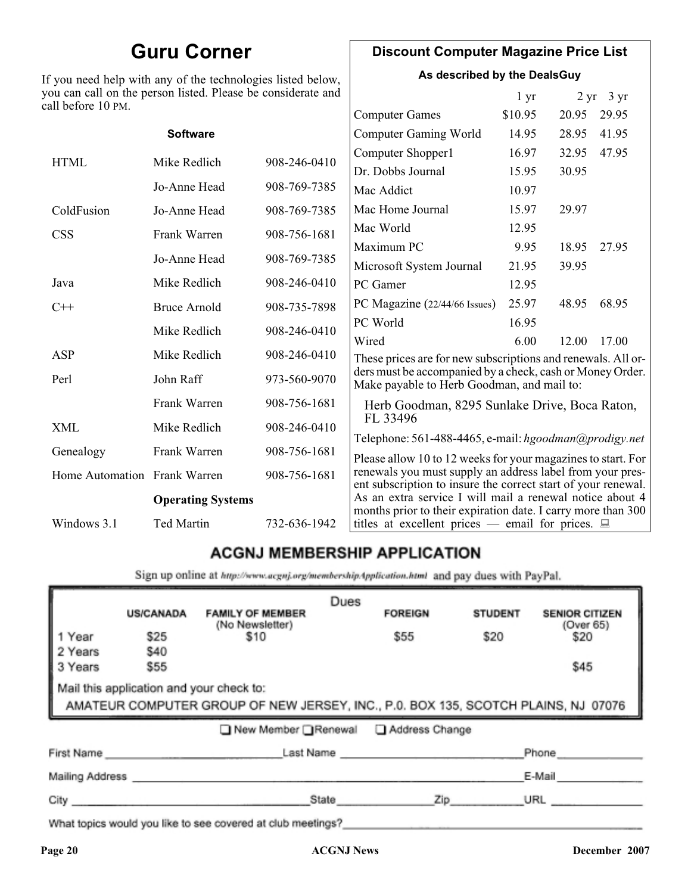# Guru Corner

If you need help with any of the technologies listed below, you can call on the person listed. Please be considerate and call before 10 PM.

| | **Software** | |
|---|---|---|
| HTML | Mike Redlich | 908-246-0410 |
| | Jo-Anne Head | 908-769-7385 |
| ColdFusion | Jo-Anne Head | 908-769-7385 |
| CSS | Frank Warren | 908-756-1681 |
| | Jo-Anne Head | 908-769-7385 |
| Java | Mike Redlich | 908-246-0410 |
| C++ | Bruce Arnold | 908-735-7898 |
| | Mike Redlich | 908-246-0410 |
| ASP | Mike Redlich | 908-246-0410 |
| Perl | John Raff | 973-560-9070 |
| | Frank Warren | 908-756-1681 |
| XML | Mike Redlich | 908-246-0410 |
| Genealogy | Frank Warren | 908-756-1681 |
| Home Automation | Frank Warren | 908-756-1681 |
| | **Operating Systems** | |
| Windows 3.1 | Ted Martin | 732-636-1942 |

## Discount Computer Magazine Price List

**As described by the DealsGuy**

| | 1 yr | 2 yr | 3 yr |
|---|---|---|---|
| Computer Games | $10.95 | 20.95 | 29.95 |
| Computer Gaming World | 14.95 | 28.95 | 41.95 |
| Computer Shopper1 | 16.97 | 32.95 | 47.95 |
| Dr. Dobbs Journal | 15.95 | 30.95 | |
| Mac Addict | 10.97 | | |
| Mac Home Journal | 15.97 | 29.97 | |
| Mac World | 12.95 | | |
| Maximum PC | 9.95 | 18.95 | 27.95 |
| Microsoft System Journal | 21.95 | 39.95 | |
| PC Gamer | 12.95 | | |
| PC Magazine (22/44/66 Issues) | 25.97 | 48.95 | 68.95 |
| PC World | 16.95 | | |
| Wired | 6.00 | 12.00 | 17.00 |

These prices are for new subscriptions and renewals. All orders must be accompanied by a check, cash or Money Order. Make payable to Herb Goodman, and mail to:

Herb Goodman, 8295 Sunlake Drive, Boca Raton, FL 33496

Telephone: 561-488-4465, e-mail: *hgoodman@prodigy.net*

Please allow 10 to 12 weeks for your magazines to start. For renewals you must supply an address label from your present subscription to insure the correct start of your renewal. As an extra service I will mail a renewal notice about 4 months prior to their expiration date. I carry more than 300 titles at excellent prices — email for prices.

## ACGNJ MEMBERSHIP APPLICATION

Sign up online at http://www.acgnj.org/membershipApplication.html and pay dues with PayPal.

**Dues**

| | US/CANADA | FAMILY OF MEMBER (No Newsletter) | FOREIGN | STUDENT | SENIOR CITIZEN (Over 65) |
|---|---|---|---|---|---|
| 1 Year | $25 | $10 | $55 | $20 | $20 |
| 2 Years | $40 | | | | |
| 3 Years | $55 | | | | $45 |

Mail this application and your check to:

AMATEUR COMPUTER GROUP OF NEW JERSEY, INC., P.0. BOX 135, SCOTCH PLAINS, NJ 07076

❑ New Member ❑ Renewal ❑ Address Change

First Name ______________________ Last Name ______________________ Phone ____________

Mailing Address ______________________________________________ E-Mail ____________

City ______________________ State ____________ Zip __________ URL ____________

What topics would you like to see covered at club meetings? ______________________________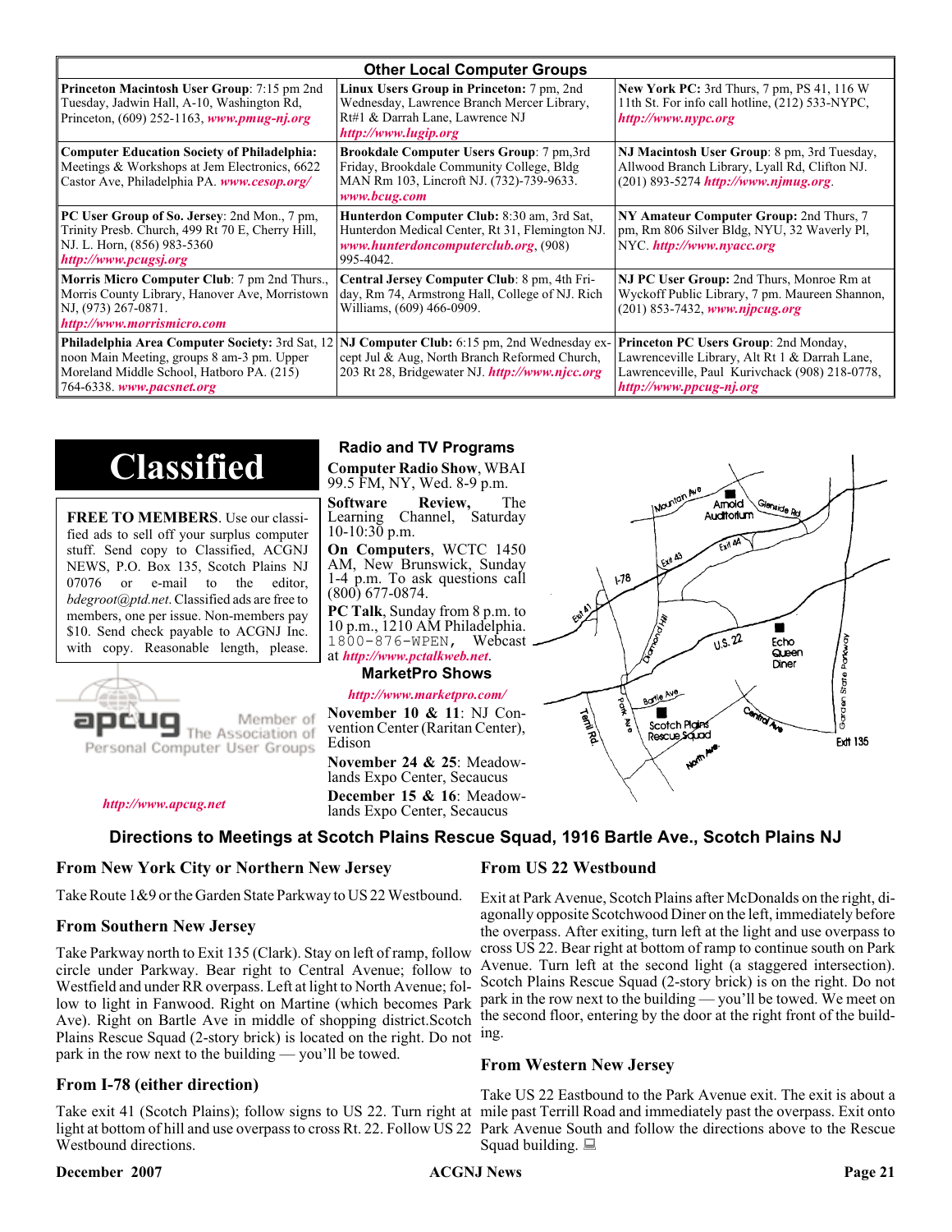## Other Local Computer Groups

| | | |
|---|---|---|
| **Princeton Macintosh User Group**: 7:15 pm 2nd Tuesday, Jadwin Hall, A-10, Washington Rd, Princeton, (609) 252-1163, *www.pmug-nj.org* | **Linux Users Group in Princeton:** 7 pm, 2nd Wednesday, Lawrence Branch Mercer Library, Rt#1 & Darrah Lane, Lawrence NJ *http://www.lugip.org* | **New York PC:** 3rd Thurs, 7 pm, PS 41, 116 W 11th St. For info call hotline, (212) 533-NYPC, *http://www.nypc.org* |
| **Computer Education Society of Philadelphia:** Meetings & Workshops at Jem Electronics, 6622 Castor Ave, Philadelphia PA. *www.cesop.org/* | **Brookdale Computer Users Group**: 7 pm,3rd Friday, Brookdale Community College, Bldg MAN Rm 103, Lincroft NJ. (732)-739-9633. *www.bcug.com* | **NJ Macintosh User Group**: 8 pm, 3rd Tuesday, Allwood Branch Library, Lyall Rd, Clifton NJ. (201) 893-5274 *http://www.njmug.org*. |
| **PC User Group of So. Jersey**: 2nd Mon., 7 pm, Trinity Presb. Church, 499 Rt 70 E, Cherry Hill, NJ. L. Horn, (856) 983-5360 *http://www.pcugsj.org* | **Hunterdon Computer Club:** 8:30 am, 3rd Sat, Hunterdon Medical Center, Rt 31, Flemington NJ. *www.hunterdoncomputerclub.org*, (908) 995-4042. | **NY Amateur Computer Group:** 2nd Thurs, 7 pm, Rm 806 Silver Bldg, NYU, 32 Waverly Pl, NYC. *http://www.nyacc.org* |
| **Morris Micro Computer Club**: 7 pm 2nd Thurs., Morris County Library, Hanover Ave, Morristown NJ, (973) 267-0871. *http://www.morrismicro.com* | **Central Jersey Computer Club**: 8 pm, 4th Friday, Rm 74, Armstrong Hall, College of NJ. Rich Williams, (609) 466-0909. | **NJ PC User Group:** 2nd Thurs, Monroe Rm at Wyckoff Public Library, 7 pm. Maureen Shannon, (201) 853-7432, *www.njpcug.org* |
| **Philadelphia Area Computer Society:** 3rd Sat, 12 noon Main Meeting, groups 8 am-3 pm. Upper Moreland Middle School, Hatboro PA. (215) 764-6338. *www.pacsnet.org* | **NJ Computer Club:** 6:15 pm, 2nd Wednesday except Jul & Aug, North Branch Reformed Church, 203 Rt 28, Bridgewater NJ. *http://www.njcc.org* | **Princeton PC Users Group**: 2nd Monday, Lawrenceville Library, Alt Rt 1 & Darrah Lane, Lawrenceville, Paul Kurivchack (908) 218-0778, *http://www.ppcug-nj.org* |

# Classified

**FREE TO MEMBERS**. Use our classified ads to sell off your surplus computer stuff. Send copy to Classified, ACGNJ NEWS, P.O. Box 135, Scotch Plains NJ 07076 or e-mail to the editor, *bdegroot@ptd.net*. Classified ads are free to members, one per issue. Non-members pay $10. Send check payable to ACGNJ Inc. with copy. Reasonable length, please.

apcug Member of The Association of Personal Computer User Groups

*http://www.apcug.net*

## Radio and TV Programs

**Computer Radio Show**, WBAI 99.5 FM, NY, Wed. 8-9 p.m.

**Software Review,** The Learning Channel, Saturday 10-10:30 p.m.

**On Computers**, WCTC 1450 AM, New Brunswick, Sunday 1-4 p.m. To ask questions call (800) 677-0874.

**PC Talk**, Sunday from 8 p.m. to 10 p.m., 1210 AM Philadelphia. 1800-876-WPEN, Webcast at *http://www.pctalkweb.net*.

## MarketPro Shows

*http://www.marketpro.com/*

**November 10 & 11**: NJ Convention Center (Raritan Center), Edison

**November 24 & 25**: Meadowlands Expo Center, Secaucus

**December 15 & 16**: Meadowlands Expo Center, Secaucus

## Directions to Meetings at Scotch Plains Rescue Squad, 1916 Bartle Ave., Scotch Plains NJ

### From New York City or Northern New Jersey

Take Route 1&9 or the Garden State Parkway to US 22 Westbound.

### From Southern New Jersey

Take Parkway north to Exit 135 (Clark). Stay on left of ramp, follow circle under Parkway. Bear right to Central Avenue; follow to Westfield and under RR overpass. Left at light to North Avenue; follow to light in Fanwood. Right on Martine (which becomes Park Ave). Right on Bartle Ave in middle of shopping district.Scotch Plains Rescue Squad (2-story brick) is located on the right. Do not park in the row next to the building — you'll be towed.

### From I-78 (either direction)

Take exit 41 (Scotch Plains); follow signs to US 22. Turn right at light at bottom of hill and use overpass to cross Rt. 22. Follow US 22 Westbound directions.

### From US 22 Westbound

Exit at Park Avenue, Scotch Plains after McDonalds on the right, diagonally opposite Scotchwood Diner on the left, immediately before the overpass. After exiting, turn left at the light and use overpass to cross US 22. Bear right at bottom of ramp to continue south on Park Avenue. Turn left at the second light (a staggered intersection). Scotch Plains Rescue Squad (2-story brick) is on the right. Do not park in the row next to the building — you'll be towed. We meet on the second floor, entering by the door at the right front of the building.

### From Western New Jersey

Take US 22 Eastbound to the Park Avenue exit. The exit is about a mile past Terrill Road and immediately past the overpass. Exit onto Park Avenue South and follow the directions above to the Rescue Squad building.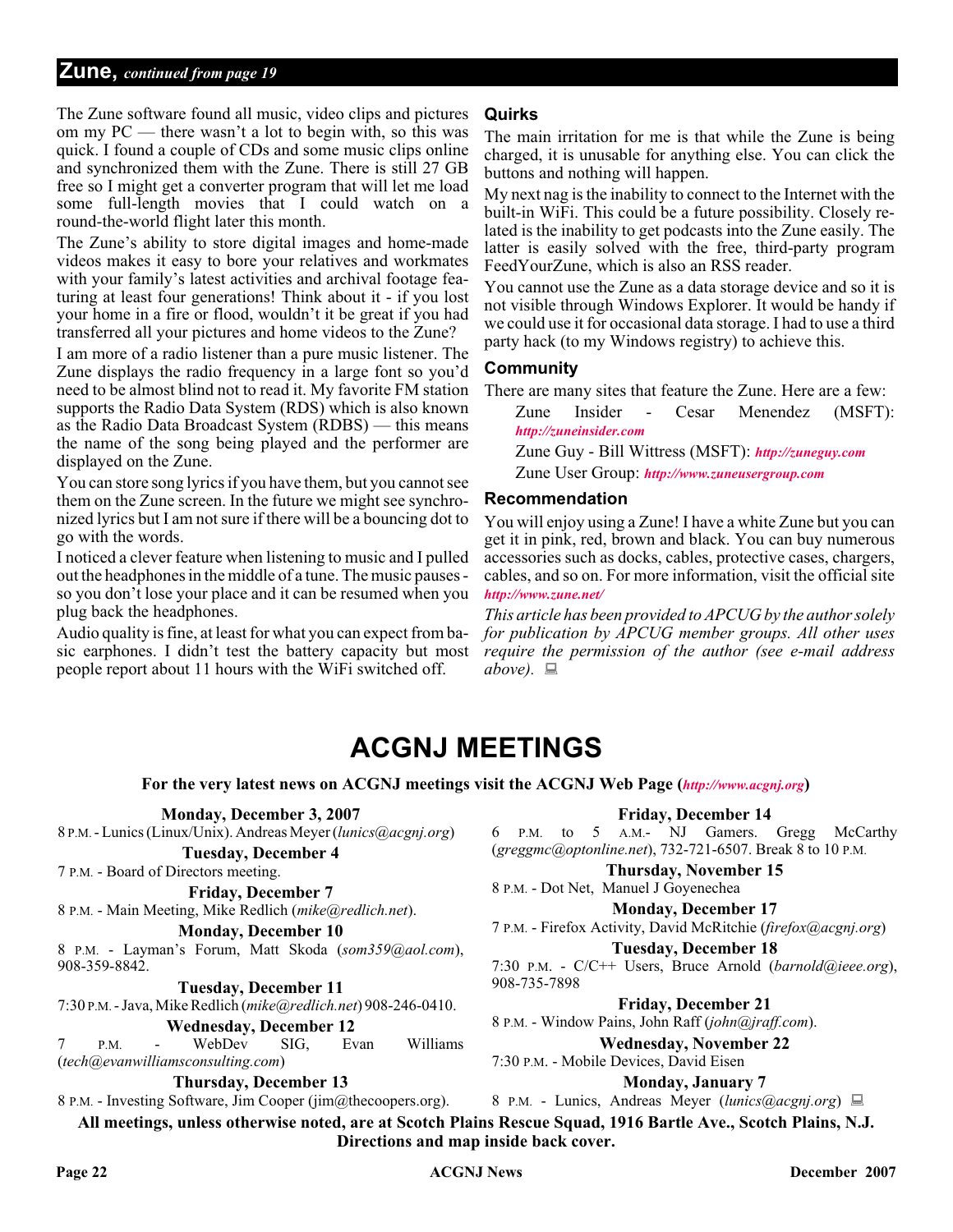## Zune, *continued from page 19*

The Zune software found all music, video clips and pictures om my PC — there wasn't a lot to begin with, so this was quick. I found a couple of CDs and some music clips online and synchronized them with the Zune. There is still 27 GB free so I might get a converter program that will let me load some full-length movies that I could watch on a round-the-world flight later this month.

The Zune's ability to store digital images and home-made videos makes it easy to bore your relatives and workmates with your family's latest activities and archival footage featuring at least four generations! Think about it - if you lost your home in a fire or flood, wouldn't it be great if you had transferred all your pictures and home videos to the Zune?

I am more of a radio listener than a pure music listener. The Zune displays the radio frequency in a large font so you'd need to be almost blind not to read it. My favorite FM station supports the Radio Data System (RDS) which is also known as the Radio Data Broadcast System (RDBS) — this means the name of the song being played and the performer are displayed on the Zune.

You can store song lyrics if you have them, but you cannot see them on the Zune screen. In the future we might see synchronized lyrics but I am not sure if there will be a bouncing dot to go with the words.

I noticed a clever feature when listening to music and I pulled out the headphones in the middle of a tune. The music pauses - so you don't lose your place and it can be resumed when you plug back the headphones.

Audio quality is fine, at least for what you can expect from basic earphones. I didn't test the battery capacity but most people report about 11 hours with the WiFi switched off.

### Quirks

The main irritation for me is that while the Zune is being charged, it is unusable for anything else. You can click the buttons and nothing will happen.

My next nag is the inability to connect to the Internet with the built-in WiFi. This could be a future possibility. Closely related is the inability to get podcasts into the Zune easily. The latter is easily solved with the free, third-party program FeedYourZune, which is also an RSS reader.

You cannot use the Zune as a data storage device and so it is not visible through Windows Explorer. It would be handy if we could use it for occasional data storage. I had to use a third party hack (to my Windows registry) to achieve this.

### Community

There are many sites that feature the Zune. Here are a few:

Zune Insider - Cesar Menendez (MSFT): *http://zuneinsider.com*

Zune Guy - Bill Wittress (MSFT): *http://zuneguy.com*

Zune User Group: *http://www.zuneusergroup.com*

### Recommendation

You will enjoy using a Zune! I have a white Zune but you can get it in pink, red, brown and black. You can buy numerous accessories such as docks, cables, protective cases, chargers, cables, and so on. For more information, visit the official site *http://www.zune.net/*

*This article has been provided to APCUG by the author solely for publication by APCUG member groups. All other uses require the permission of the author (see e-mail address above).*

# ACGNJ MEETINGS

**For the very latest news on ACGNJ meetings visit the ACGNJ Web Page (*http://www.acgnj.org*)**

**Monday, December 3, 2007**
8 P.M. - Lunics (Linux/Unix). Andreas Meyer (*lunics@acgnj.org*)

**Tuesday, December 4**
7 P.M. - Board of Directors meeting.

**Friday, December 7**
8 P.M. - Main Meeting, Mike Redlich (*mike@redlich.net*).

**Monday, December 10**
8 P.M. - Layman's Forum, Matt Skoda (*som359@aol.com*), 908-359-8842.

**Tuesday, December 11**
7:30 P.M. - Java, Mike Redlich (*mike@redlich.net*) 908-246-0410.

**Wednesday, December 12**
7 P.M. - WebDev SIG, Evan Williams (*tech@evanwilliamsconsulting.com*)

**Thursday, December 13**
8 P.M. - Investing Software, Jim Cooper (jim@thecoopers.org).

**Friday, December 14**
6 P.M. to 5 A.M.- NJ Gamers. Gregg McCarthy (*greggmc@optonline.net*), 732-721-6507. Break 8 to 10 P.M.

**Thursday, November 15**
8 P.M. - Dot Net, Manuel J Goyenechea

**Monday, December 17**
7 P.M. - Firefox Activity, David McRitchie (*firefox@acgnj.org*)

**Tuesday, December 18**
7:30 P.M. - C/C++ Users, Bruce Arnold (*barnold@ieee.org*), 908-735-7898

**Friday, December 21**
8 P.M. - Window Pains, John Raff (*john@jraff.com*).

**Wednesday, November 22**
7:30 P.M. - Mobile Devices, David Eisen

**Monday, January 7**
8 P.M. - Lunics, Andreas Meyer (*lunics@acgnj.org*)

**All meetings, unless otherwise noted, are at Scotch Plains Rescue Squad, 1916 Bartle Ave., Scotch Plains, N.J. Directions and map inside back cover.**